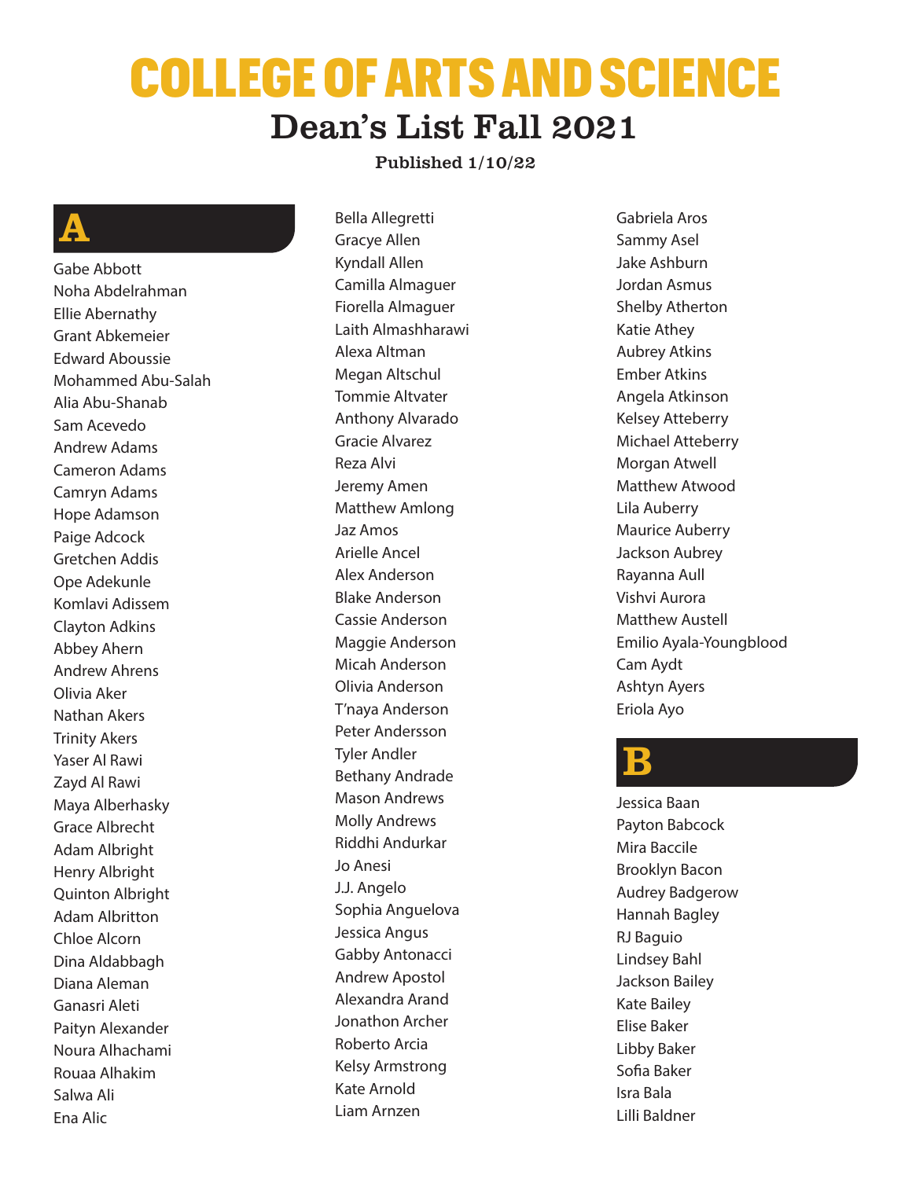# COLLEGE OF ARTS AND SCIENCE

## Dean's List Fall 2021

**Published 1/10/22**

## A

Gabe Abbott
Noha Abdelrahman
Ellie Abernathy
Grant Abkemeier
Edward Aboussie
Mohammed Abu-Salah
Alia Abu-Shanab
Sam Acevedo
Andrew Adams
Cameron Adams
Camryn Adams
Hope Adamson
Paige Adcock
Gretchen Addis
Ope Adekunle
Komlavi Adissem
Clayton Adkins
Abbey Ahern
Andrew Ahrens
Olivia Aker
Nathan Akers
Trinity Akers
Yaser Al Rawi
Zayd Al Rawi
Maya Alberhasky
Grace Albrecht
Adam Albright
Henry Albright
Quinton Albright
Adam Albritton
Chloe Alcorn
Dina Aldabbagh
Diana Aleman
Ganasri Aleti
Paityn Alexander
Noura Alhachami
Rouaa Alhakim
Salwa Ali
Ena Alic
Bella Allegretti
Gracye Allen
Kyndall Allen
Camilla Almaguer
Fiorella Almaguer
Laith Almashharawi
Alexa Altman
Megan Altschul
Tommie Altvater
Anthony Alvarado
Gracie Alvarez
Reza Alvi
Jeremy Amen
Matthew Amlong
Jaz Amos
Arielle Ancel
Alex Anderson
Blake Anderson
Cassie Anderson
Maggie Anderson
Micah Anderson
Olivia Anderson
T'naya Anderson
Peter Andersson
Tyler Andler
Bethany Andrade
Mason Andrews
Molly Andrews
Riddhi Andurkar
Jo Anesi
J.J. Angelo
Sophia Anguelova
Jessica Angus
Gabby Antonacci
Andrew Apostol
Alexandra Arand
Jonathon Archer
Roberto Arcia
Kelsy Armstrong
Kate Arnold
Liam Arnzen
Gabriela Aros
Sammy Asel
Jake Ashburn
Jordan Asmus
Shelby Atherton
Katie Athey
Aubrey Atkins
Ember Atkins
Angela Atkinson
Kelsey Atteberry
Michael Atteberry
Morgan Atwell
Matthew Atwood
Lila Auberry
Maurice Auberry
Jackson Aubrey
Rayanna Aull
Vishvi Aurora
Matthew Austell
Emilio Ayala-Youngblood
Cam Aydt
Ashtyn Ayers
Eriola Ayo

## B

Jessica Baan
Payton Babcock
Mira Baccile
Brooklyn Bacon
Audrey Badgerow
Hannah Bagley
RJ Baguio
Lindsey Bahl
Jackson Bailey
Kate Bailey
Elise Baker
Libby Baker
Sofia Baker
Isra Bala
Lilli Baldner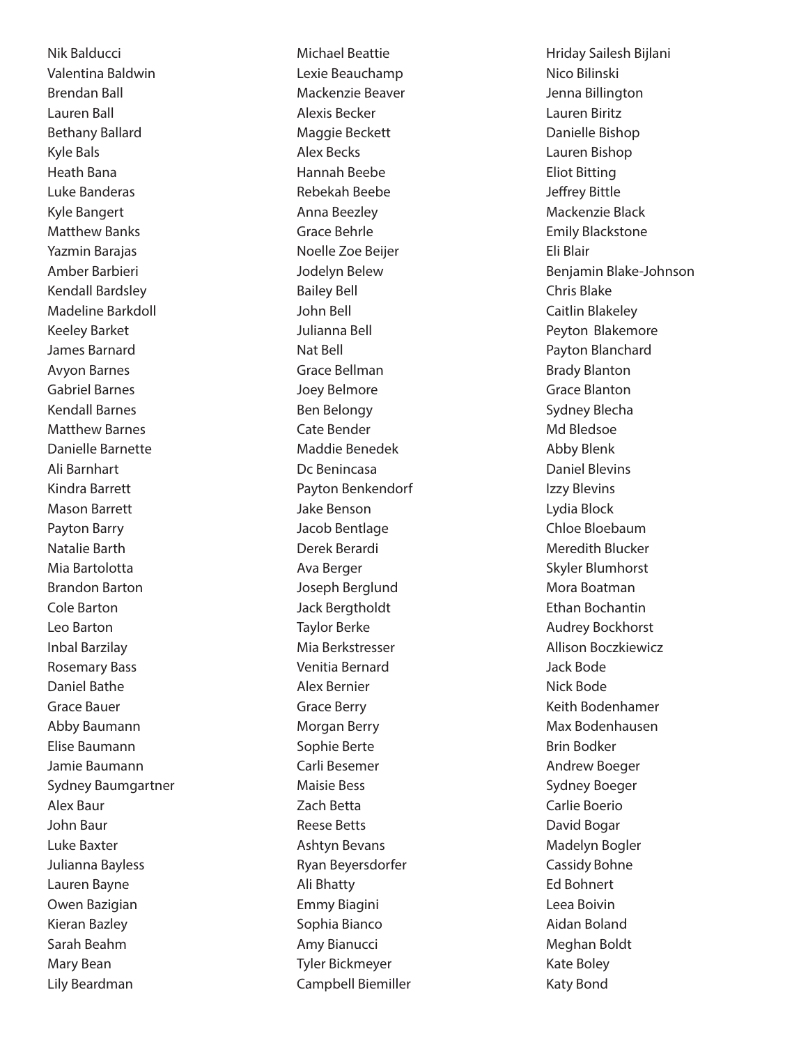Nik Balducci
Valentina Baldwin
Brendan Ball
Lauren Ball
Bethany Ballard
Kyle Bals
Heath Bana
Luke Banderas
Kyle Bangert
Matthew Banks
Yazmin Barajas
Amber Barbieri
Kendall Bardsley
Madeline Barkdoll
Keeley Barket
James Barnard
Avyon Barnes
Gabriel Barnes
Kendall Barnes
Matthew Barnes
Danielle Barnette
Ali Barnhart
Kindra Barrett
Mason Barrett
Payton Barry
Natalie Barth
Mia Bartolotta
Brandon Barton
Cole Barton
Leo Barton
Inbal Barzilay
Rosemary Bass
Daniel Bathe
Grace Bauer
Abby Baumann
Elise Baumann
Jamie Baumann
Sydney Baumgartner
Alex Baur
John Baur
Luke Baxter
Julianna Bayless
Lauren Bayne
Owen Bazigian
Kieran Bazley
Sarah Beahm
Mary Bean
Lily Beardman
Michael Beattie
Lexie Beauchamp
Mackenzie Beaver
Alexis Becker
Maggie Beckett
Alex Becks
Hannah Beebe
Rebekah Beebe
Anna Beezley
Grace Behrle
Noelle Zoe Beijer
Jodelyn Belew
Bailey Bell
John Bell
Julianna Bell
Nat Bell
Grace Bellman
Joey Belmore
Ben Belongy
Cate Bender
Maddie Benedek
Dc Benincasa
Payton Benkendorf
Jake Benson
Jacob Bentlage
Derek Berardi
Ava Berger
Joseph Berglund
Jack Bergtholdt
Taylor Berke
Mia Berkstresser
Venitia Bernard
Alex Bernier
Grace Berry
Morgan Berry
Sophie Berte
Carli Besemer
Maisie Bess
Zach Betta
Reese Betts
Ashtyn Bevans
Ryan Beyersdorfer
Ali Bhatty
Emmy Biagini
Sophia Bianco
Amy Bianucci
Tyler Bickmeyer
Campbell Biemiller
Hriday Sailesh Bijlani
Nico Bilinski
Jenna Billington
Lauren Biritz
Danielle Bishop
Lauren Bishop
Eliot Bitting
Jeffrey Bittle
Mackenzie Black
Emily Blackstone
Eli Blair
Benjamin Blake-Johnson
Chris Blake
Caitlin Blakeley
Peyton Blakemore
Payton Blanchard
Brady Blanton
Grace Blanton
Sydney Blecha
Md Bledsoe
Abby Blenk
Daniel Blevins
Izzy Blevins
Lydia Block
Chloe Bloebaum
Meredith Blucker
Skyler Blumhorst
Mora Boatman
Ethan Bochantin
Audrey Bockhorst
Allison Boczkiewicz
Jack Bode
Nick Bode
Keith Bodenhamer
Max Bodenhausen
Brin Bodker
Andrew Boeger
Sydney Boeger
Carlie Boerio
David Bogar
Madelyn Bogler
Cassidy Bohne
Ed Bohnert
Leea Boivin
Aidan Boland
Meghan Boldt
Kate Boley
Katy Bond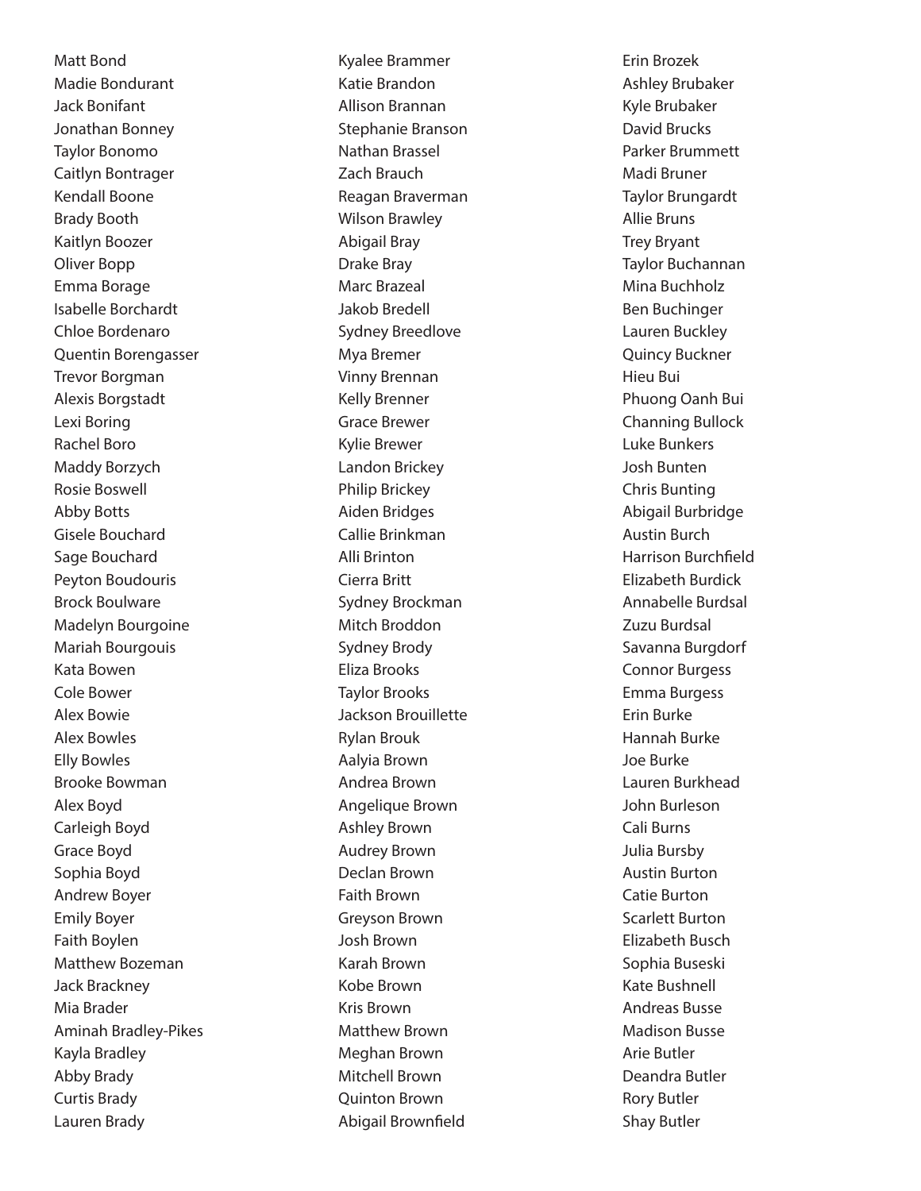Matt Bond
Madie Bondurant
Jack Bonifant
Jonathan Bonney
Taylor Bonomo
Caitlyn Bontrager
Kendall Boone
Brady Booth
Kaitlyn Boozer
Oliver Bopp
Emma Borage
Isabelle Borchardt
Chloe Bordenaro
Quentin Borengasser
Trevor Borgman
Alexis Borgstadt
Lexi Boring
Rachel Boro
Maddy Borzych
Rosie Boswell
Abby Botts
Gisele Bouchard
Sage Bouchard
Peyton Boudouris
Brock Boulware
Madelyn Bourgoine
Mariah Bourgouis
Kata Bowen
Cole Bower
Alex Bowie
Alex Bowles
Elly Bowles
Brooke Bowman
Alex Boyd
Carleigh Boyd
Grace Boyd
Sophia Boyd
Andrew Boyer
Emily Boyer
Faith Boylen
Matthew Bozeman
Jack Brackney
Mia Brader
Aminah Bradley-Pikes
Kayla Bradley
Abby Brady
Curtis Brady
Lauren Brady
Kyalee Brammer
Katie Brandon
Allison Brannan
Stephanie Branson
Nathan Brassel
Zach Brauch
Reagan Braverman
Wilson Brawley
Abigail Bray
Drake Bray
Marc Brazeal
Jakob Bredell
Sydney Breedlove
Mya Bremer
Vinny Brennan
Kelly Brenner
Grace Brewer
Kylie Brewer
Landon Brickey
Philip Brickey
Aiden Bridges
Callie Brinkman
Alli Brinton
Cierra Britt
Sydney Brockman
Mitch Broddon
Sydney Brody
Eliza Brooks
Taylor Brooks
Jackson Brouillette
Rylan Brouk
Aalyia Brown
Andrea Brown
Angelique Brown
Ashley Brown
Audrey Brown
Declan Brown
Faith Brown
Greyson Brown
Josh Brown
Karah Brown
Kobe Brown
Kris Brown
Matthew Brown
Meghan Brown
Mitchell Brown
Quinton Brown
Abigail Brownfield
Erin Brozek
Ashley Brubaker
Kyle Brubaker
David Brucks
Parker Brummett
Madi Bruner
Taylor Brungardt
Allie Bruns
Trey Bryant
Taylor Buchannan
Mina Buchholz
Ben Buchinger
Lauren Buckley
Quincy Buckner
Hieu Bui
Phuong Oanh Bui
Channing Bullock
Luke Bunkers
Josh Bunten
Chris Bunting
Abigail Burbridge
Austin Burch
Harrison Burchfield
Elizabeth Burdick
Annabelle Burdsal
Zuzu Burdsal
Savanna Burgdorf
Connor Burgess
Emma Burgess
Erin Burke
Hannah Burke
Joe Burke
Lauren Burkhead
John Burleson
Cali Burns
Julia Bursby
Austin Burton
Catie Burton
Scarlett Burton
Elizabeth Busch
Sophia Buseski
Kate Bushnell
Andreas Busse
Madison Busse
Arie Butler
Deandra Butler
Rory Butler
Shay Butler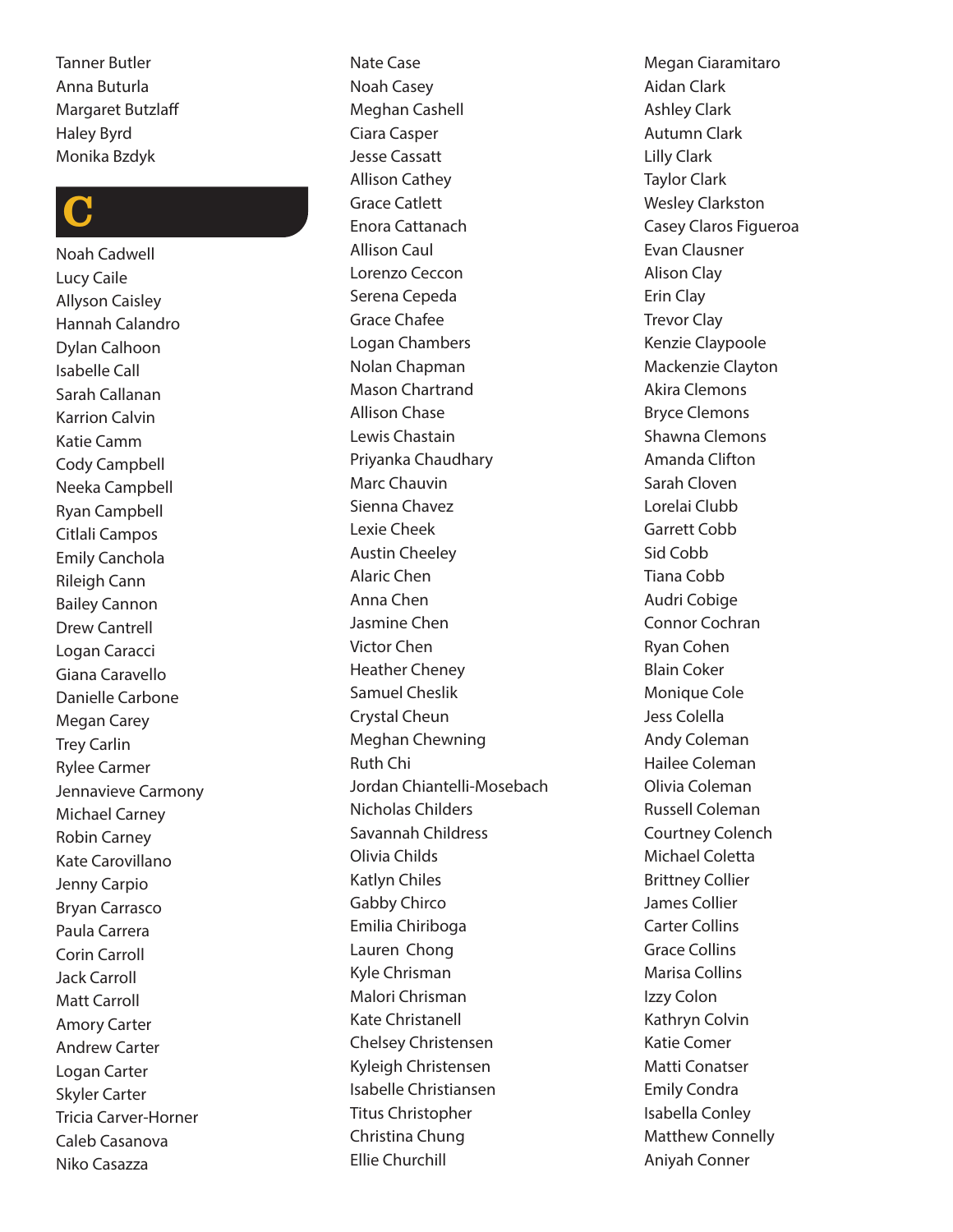Tanner Butler
Anna Buturla
Margaret Butzlaff
Haley Byrd
Monika Bzdyk

# C

Noah Cadwell
Lucy Caile
Allyson Caisley
Hannah Calandro
Dylan Calhoon
Isabelle Call
Sarah Callanan
Karrion Calvin
Katie Camm
Cody Campbell
Neeka Campbell
Ryan Campbell
Citlali Campos
Emily Canchola
Rileigh Cann
Bailey Cannon
Drew Cantrell
Logan Caracci
Giana Caravello
Danielle Carbone
Megan Carey
Trey Carlin
Rylee Carmer
Jennavieve Carmony
Michael Carney
Robin Carney
Kate Carovillano
Jenny Carpio
Bryan Carrasco
Paula Carrera
Corin Carroll
Jack Carroll
Matt Carroll
Amory Carter
Andrew Carter
Logan Carter
Skyler Carter
Tricia Carver-Horner
Caleb Casanova
Niko Casazza
Nate Case
Noah Casey
Meghan Cashell
Ciara Casper
Jesse Cassatt
Allison Cathey
Grace Catlett
Enora Cattanach
Allison Caul
Lorenzo Ceccon
Serena Cepeda
Grace Chafee
Logan Chambers
Nolan Chapman
Mason Chartrand
Allison Chase
Lewis Chastain
Priyanka Chaudhary
Marc Chauvin
Sienna Chavez
Lexie Cheek
Austin Cheeley
Alaric Chen
Anna Chen
Jasmine Chen
Victor Chen
Heather Cheney
Samuel Cheslik
Crystal Cheun
Meghan Chewning
Ruth Chi
Jordan Chiantelli-Mosebach
Nicholas Childers
Savannah Childress
Olivia Childs
Katlyn Chiles
Gabby Chirco
Emilia Chiriboga
Lauren Chong
Kyle Chrisman
Malori Chrisman
Kate Christanell
Chelsey Christensen
Kyleigh Christensen
Isabelle Christiansen
Titus Christopher
Christina Chung
Ellie Churchill
Megan Ciaramitaro
Aidan Clark
Ashley Clark
Autumn Clark
Lilly Clark
Taylor Clark
Wesley Clarkston
Casey Claros Figueroa
Evan Clausner
Alison Clay
Erin Clay
Trevor Clay
Kenzie Claypoole
Mackenzie Clayton
Akira Clemons
Bryce Clemons
Shawna Clemons
Amanda Clifton
Sarah Cloven
Lorelai Clubb
Garrett Cobb
Sid Cobb
Tiana Cobb
Audri Cobige
Connor Cochran
Ryan Cohen
Blain Coker
Monique Cole
Jess Colella
Andy Coleman
Hailee Coleman
Olivia Coleman
Russell Coleman
Courtney Colench
Michael Coletta
Brittney Collier
James Collier
Carter Collins
Grace Collins
Marisa Collins
Izzy Colon
Kathryn Colvin
Katie Comer
Matti Conatser
Emily Condra
Isabella Conley
Matthew Connelly
Aniyah Conner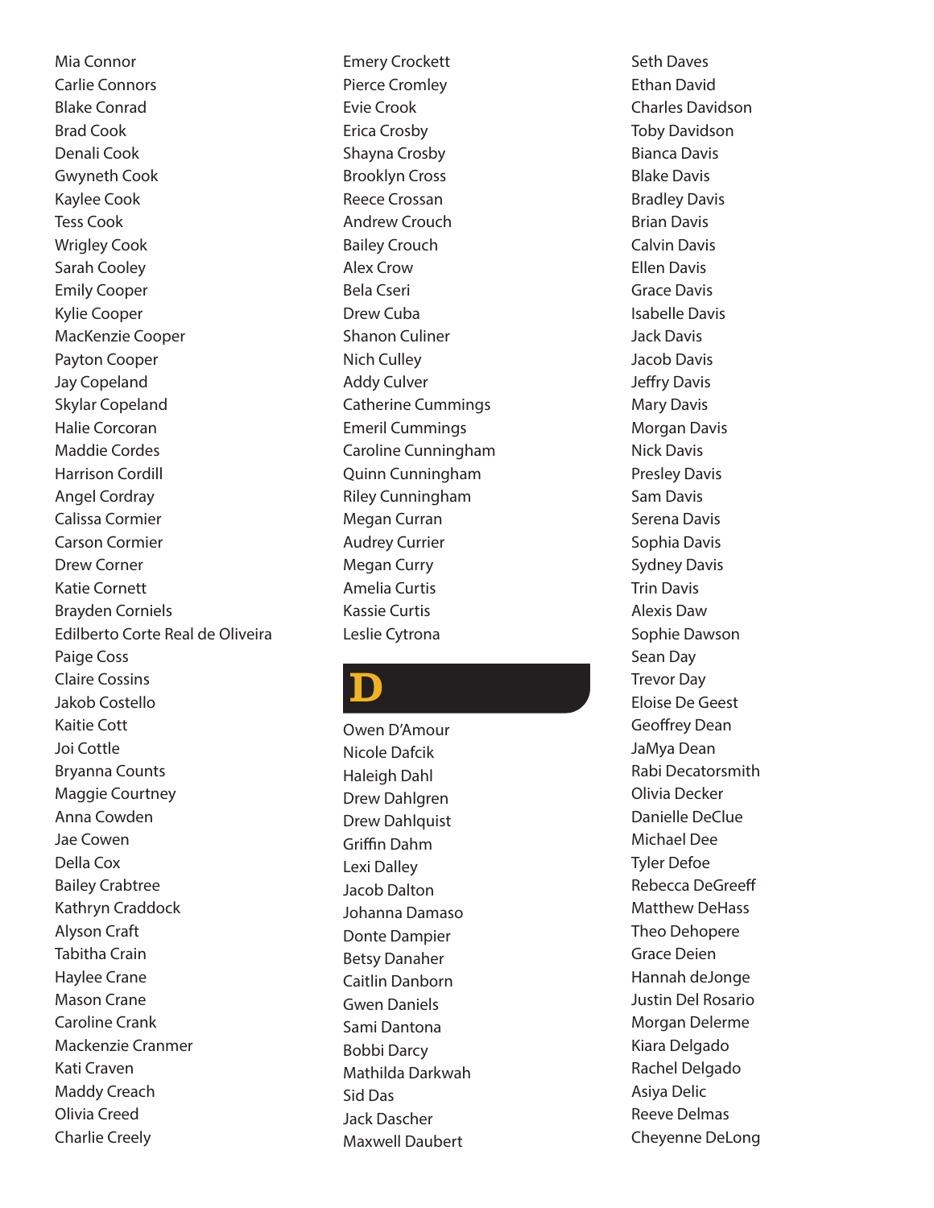Mia Connor
Carlie Connors
Blake Conrad
Brad Cook
Denali Cook
Gwyneth Cook
Kaylee Cook
Tess Cook
Wrigley Cook
Sarah Cooley
Emily Cooper
Kylie Cooper
MacKenzie Cooper
Payton Cooper
Jay Copeland
Skylar Copeland
Halie Corcoran
Maddie Cordes
Harrison Cordill
Angel Cordray
Calissa Cormier
Carson Cormier
Drew Corner
Katie Cornett
Brayden Corniels
Edilberto Corte Real de Oliveira
Paige Coss
Claire Cossins
Jakob Costello
Kaitie Cott
Joi Cottle
Bryanna Counts
Maggie Courtney
Anna Cowden
Jae Cowen
Della Cox
Bailey Crabtree
Kathryn Craddock
Alyson Craft
Tabitha Crain
Haylee Crane
Mason Crane
Caroline Crank
Mackenzie Cranmer
Kati Craven
Maddy Creach
Olivia Creed
Charlie Creely
Emery Crockett
Pierce Cromley
Evie Crook
Erica Crosby
Shayna Crosby
Brooklyn Cross
Reece Crossan
Andrew Crouch
Bailey Crouch
Alex Crow
Bela Cseri
Drew Cuba
Shanon Culiner
Nich Culley
Addy Culver
Catherine Cummings
Emeril Cummings
Caroline Cunningham
Quinn Cunningham
Riley Cunningham
Megan Curran
Audrey Currier
Megan Curry
Amelia Curtis
Kassie Curtis
Leslie Cytrona

# D

Owen D'Amour
Nicole Dafcik
Haleigh Dahl
Drew Dahlgren
Drew Dahlquist
Griffin Dahm
Lexi Dalley
Jacob Dalton
Johanna Damaso
Donte Dampier
Betsy Danaher
Caitlin Danborn
Gwen Daniels
Sami Dantona
Bobbi Darcy
Mathilda Darkwah
Sid Das
Jack Dascher
Maxwell Daubert
Seth Daves
Ethan David
Charles Davidson
Toby Davidson
Bianca Davis
Blake Davis
Bradley Davis
Brian Davis
Calvin Davis
Ellen Davis
Grace Davis
Isabelle Davis
Jack Davis
Jacob Davis
Jeffry Davis
Mary Davis
Morgan Davis
Nick Davis
Presley Davis
Sam Davis
Serena Davis
Sophia Davis
Sydney Davis
Trin Davis
Alexis Daw
Sophie Dawson
Sean Day
Trevor Day
Eloise De Geest
Geoffrey Dean
JaMya Dean
Rabi Decatorsmith
Olivia Decker
Danielle DeClue
Michael Dee
Tyler Defoe
Rebecca DeGreeff
Matthew DeHass
Theo Dehopere
Grace Deien
Hannah deJonge
Justin Del Rosario
Morgan Delerme
Kiara Delgado
Rachel Delgado
Asiya Delic
Reeve Delmas
Cheyenne DeLong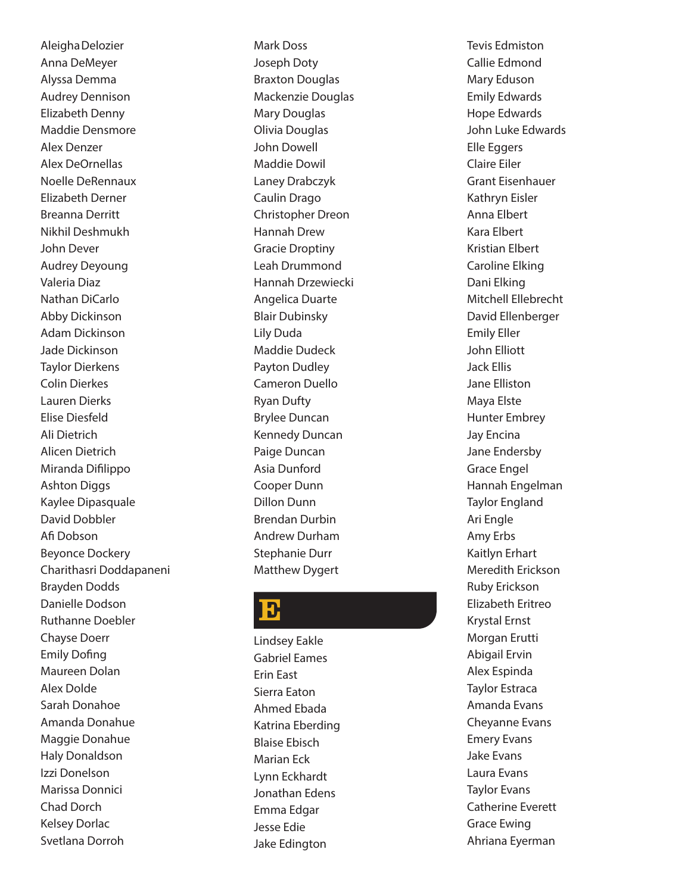Aleigha Delozier
Anna DeMeyer
Alyssa Demma
Audrey Dennison
Elizabeth Denny
Maddie Densmore
Alex Denzer
Alex DeOrnellas
Noelle DeRennaux
Elizabeth Derner
Breanna Derritt
Nikhil Deshmukh
John Dever
Audrey Deyoung
Valeria Diaz
Nathan DiCarlo
Abby Dickinson
Adam Dickinson
Jade Dickinson
Taylor Dierkens
Colin Dierkes
Lauren Dierks
Elise Diesfeld
Ali Dietrich
Alicen Dietrich
Miranda Difilippo
Ashton Diggs
Kaylee Dipasquale
David Dobbler
Afi Dobson
Beyonce Dockery
Charithasri Doddapaneni
Brayden Dodds
Danielle Dodson
Ruthanne Doebler
Chayse Doerr
Emily Dofing
Maureen Dolan
Alex Dolde
Sarah Donahoe
Amanda Donahue
Maggie Donahue
Haly Donaldson
Izzi Donelson
Marissa Donnici
Chad Dorch
Kelsey Dorlac
Svetlana Dorroh
Mark Doss
Joseph Doty
Braxton Douglas
Mackenzie Douglas
Mary Douglas
Olivia Douglas
John Dowell
Maddie Dowil
Laney Drabczyk
Caulin Drago
Christopher Dreon
Hannah Drew
Gracie Droptiny
Leah Drummond
Hannah Drzewiecki
Angelica Duarte
Blair Dubinsky
Lily Duda
Maddie Dudeck
Payton Dudley
Cameron Duello
Ryan Dufty
Brylee Duncan
Kennedy Duncan
Paige Duncan
Asia Dunford
Cooper Dunn
Dillon Dunn
Brendan Durbin
Andrew Durham
Stephanie Durr
Matthew Dygert

# E

Lindsey Eakle
Gabriel Eames
Erin East
Sierra Eaton
Ahmed Ebada
Katrina Eberding
Blaise Ebisch
Marian Eck
Lynn Eckhardt
Jonathan Edens
Emma Edgar
Jesse Edie
Jake Edington
Tevis Edmiston
Callie Edmond
Mary Eduson
Emily Edwards
Hope Edwards
John Luke Edwards
Elle Eggers
Claire Eiler
Grant Eisenhauer
Kathryn Eisler
Anna Elbert
Kara Elbert
Kristian Elbert
Caroline Elking
Dani Elking
Mitchell Ellebrecht
David Ellenberger
Emily Eller
John Elliott
Jack Ellis
Jane Elliston
Maya Elste
Hunter Embrey
Jay Encina
Jane Endersby
Grace Engel
Hannah Engelman
Taylor England
Ari Engle
Amy Erbs
Kaitlyn Erhart
Meredith Erickson
Ruby Erickson
Elizabeth Eritreo
Krystal Ernst
Morgan Erutti
Abigail Ervin
Alex Espinda
Taylor Estraca
Amanda Evans
Cheyanne Evans
Emery Evans
Jake Evans
Laura Evans
Taylor Evans
Catherine Everett
Grace Ewing
Ahriana Eyerman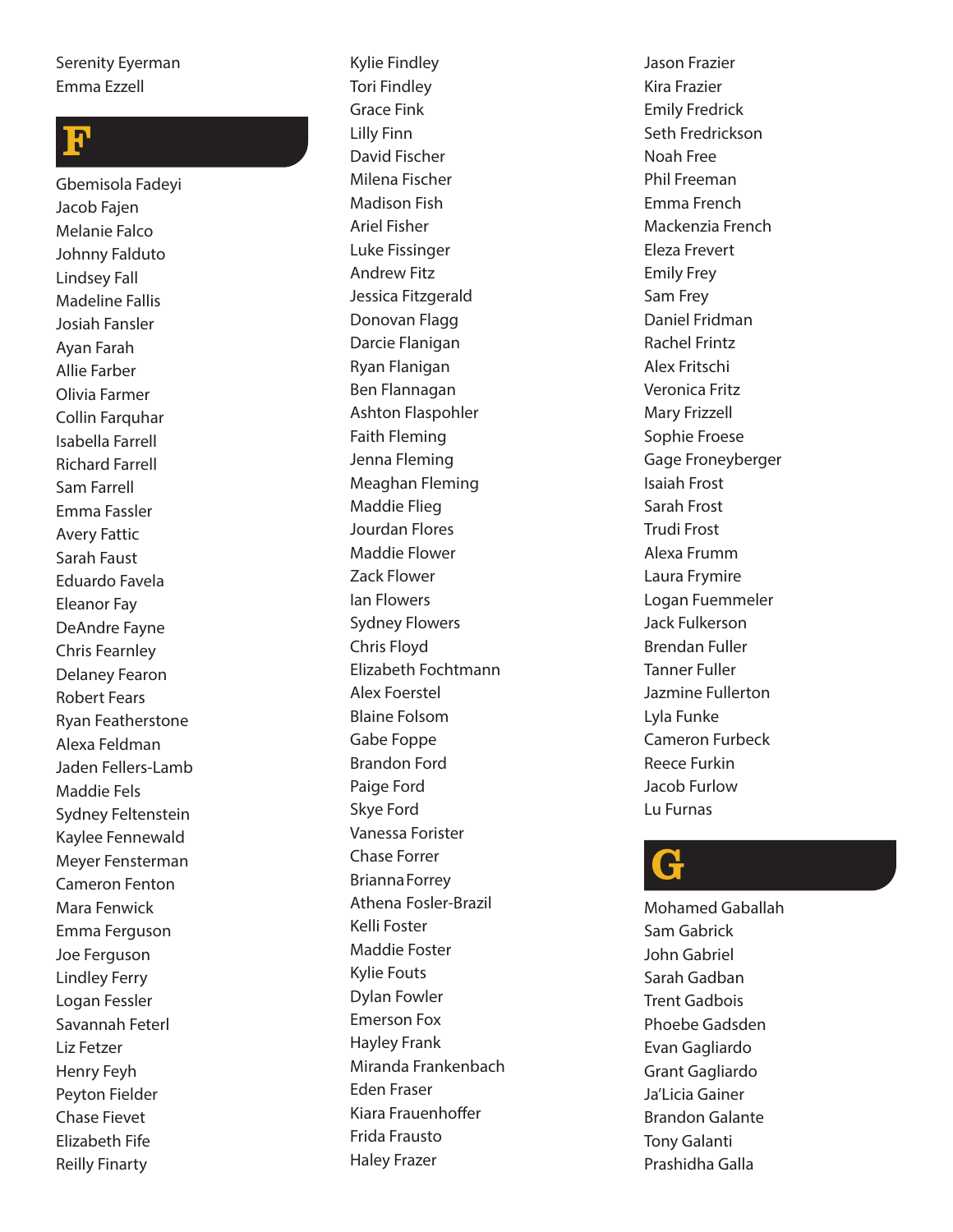Serenity Eyerman
Emma Ezzell

# F

Gbemisola Fadeyi
Jacob Fajen
Melanie Falco
Johnny Falduto
Lindsey Fall
Madeline Fallis
Josiah Fansler
Ayan Farah
Allie Farber
Olivia Farmer
Collin Farquhar
Isabella Farrell
Richard Farrell
Sam Farrell
Emma Fassler
Avery Fattic
Sarah Faust
Eduardo Favela
Eleanor Fay
DeAndre Fayne
Chris Fearnley
Delaney Fearon
Robert Fears
Ryan Featherstone
Alexa Feldman
Jaden Fellers-Lamb
Maddie Fels
Sydney Feltenstein
Kaylee Fennewald
Meyer Fensterman
Cameron Fenton
Mara Fenwick
Emma Ferguson
Joe Ferguson
Lindley Ferry
Logan Fessler
Savannah Feterl
Liz Fetzer
Henry Feyh
Peyton Fielder
Chase Fievet
Elizabeth Fife
Reilly Finarty
Kylie Findley
Tori Findley
Grace Fink
Lilly Finn
David Fischer
Milena Fischer
Madison Fish
Ariel Fisher
Luke Fissinger
Andrew Fitz
Jessica Fitzgerald
Donovan Flagg
Darcie Flanigan
Ryan Flanigan
Ben Flannagan
Ashton Flaspohler
Faith Fleming
Jenna Fleming
Meaghan Fleming
Maddie Flieg
Jourdan Flores
Maddie Flower
Zack Flower
Ian Flowers
Sydney Flowers
Chris Floyd
Elizabeth Fochtmann
Alex Foerstel
Blaine Folsom
Gabe Foppe
Brandon Ford
Paige Ford
Skye Ford
Vanessa Forister
Chase Forrer
Brianna Forrey
Athena Fosler-Brazil
Kelli Foster
Maddie Foster
Kylie Fouts
Dylan Fowler
Emerson Fox
Hayley Frank
Miranda Frankenbach
Eden Fraser
Kiara Frauenhoffer
Frida Frausto
Haley Frazer
Jason Frazier
Kira Frazier
Emily Fredrick
Seth Fredrickson
Noah Free
Phil Freeman
Emma French
Mackenzia French
Eleza Frevert
Emily Frey
Sam Frey
Daniel Fridman
Rachel Frintz
Alex Fritschi
Veronica Fritz
Mary Frizzell
Sophie Froese
Gage Froneyberger
Isaiah Frost
Sarah Frost
Trudi Frost
Alexa Frumm
Laura Frymire
Logan Fuemmeler
Jack Fulkerson
Brendan Fuller
Tanner Fuller
Jazmine Fullerton
Lyla Funke
Cameron Furbeck
Reece Furkin
Jacob Furlow
Lu Furnas

# G

Mohamed Gaballah
Sam Gabrick
John Gabriel
Sarah Gadban
Trent Gadbois
Phoebe Gadsden
Evan Gagliardo
Grant Gagliardo
Ja'Licia Gainer
Brandon Galante
Tony Galanti
Prashidha Galla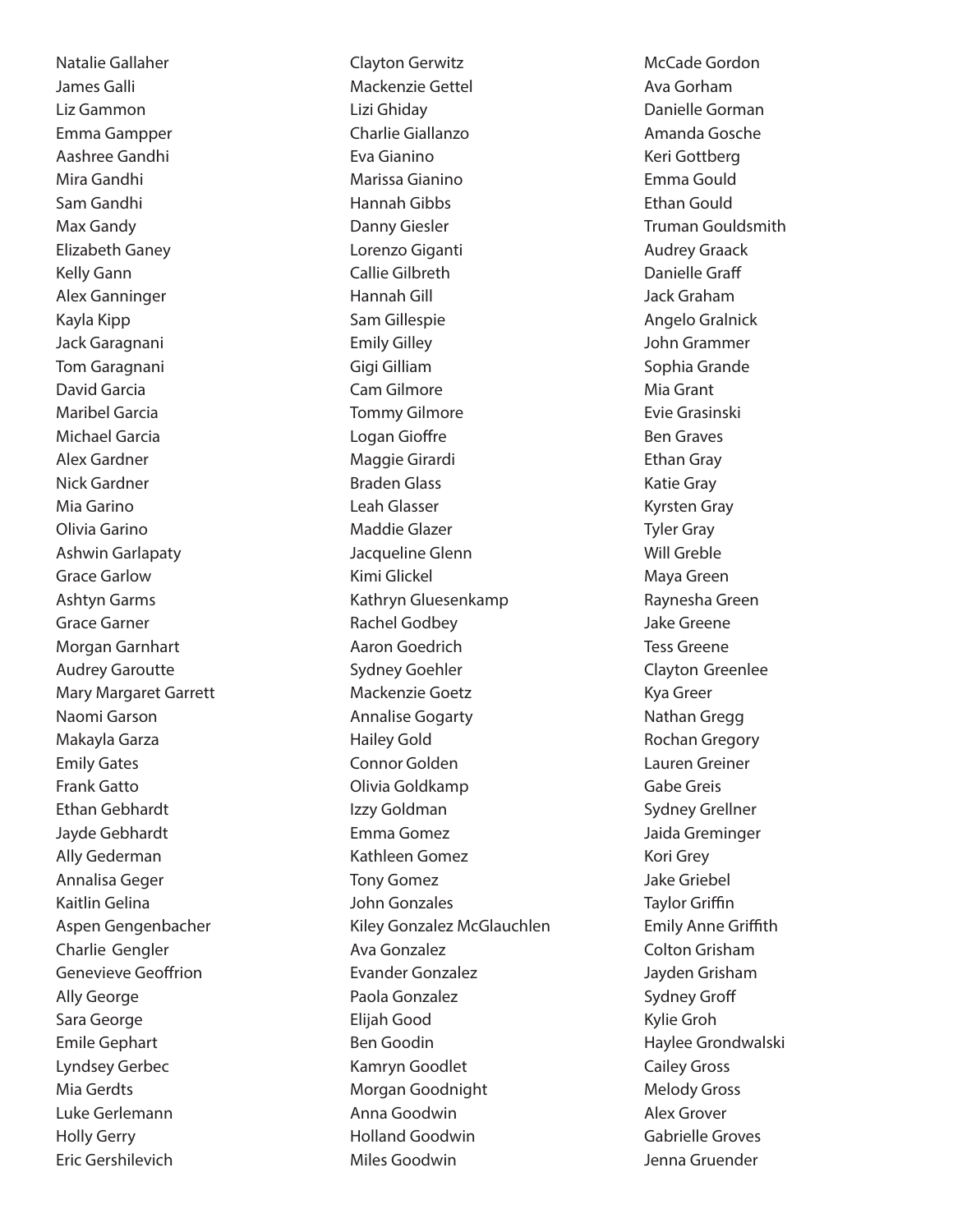Natalie Gallaher
James Galli
Liz Gammon
Emma Gampper
Aashree Gandhi
Mira Gandhi
Sam Gandhi
Max Gandy
Elizabeth Ganey
Kelly Gann
Alex Ganninger
Kayla Kipp
Jack Garagnani
Tom Garagnani
David Garcia
Maribel Garcia
Michael Garcia
Alex Gardner
Nick Gardner
Mia Garino
Olivia Garino
Ashwin Garlapaty
Grace Garlow
Ashtyn Garms
Grace Garner
Morgan Garnhart
Audrey Garoutte
Mary Margaret Garrett
Naomi Garson
Makayla Garza
Emily Gates
Frank Gatto
Ethan Gebhardt
Jayde Gebhardt
Ally Gederman
Annalisa Geger
Kaitlin Gelina
Aspen Gengenbacher
Charlie Gengler
Genevieve Geoffrion
Ally George
Sara George
Emile Gephart
Lyndsey Gerbec
Mia Gerdts
Luke Gerlemann
Holly Gerry
Eric Gershilevich
Clayton Gerwitz
Mackenzie Gettel
Lizi Ghiday
Charlie Giallanzo
Eva Gianino
Marissa Gianino
Hannah Gibbs
Danny Giesler
Lorenzo Giganti
Callie Gilbreth
Hannah Gill
Sam Gillespie
Emily Gilley
Gigi Gilliam
Cam Gilmore
Tommy Gilmore
Logan Gioffre
Maggie Girardi
Braden Glass
Leah Glasser
Maddie Glazer
Jacqueline Glenn
Kimi Glickel
Kathryn Gluesenkamp
Rachel Godbey
Aaron Goedrich
Sydney Goehler
Mackenzie Goetz
Annalise Gogarty
Hailey Gold
Connor Golden
Olivia Goldkamp
Izzy Goldman
Emma Gomez
Kathleen Gomez
Tony Gomez
John Gonzales
Kiley Gonzalez McGlauchlen
Ava Gonzalez
Evander Gonzalez
Paola Gonzalez
Elijah Good
Ben Goodin
Kamryn Goodlet
Morgan Goodnight
Anna Goodwin
Holland Goodwin
Miles Goodwin
McCade Gordon
Ava Gorham
Danielle Gorman
Amanda Gosche
Keri Gottberg
Emma Gould
Ethan Gould
Truman Gouldsmith
Audrey Graack
Danielle Graff
Jack Graham
Angelo Gralnick
John Grammer
Sophia Grande
Mia Grant
Evie Grasinski
Ben Graves
Ethan Gray
Katie Gray
Kyrsten Gray
Tyler Gray
Will Greble
Maya Green
Raynesha Green
Jake Greene
Tess Greene
Clayton Greenlee
Kya Greer
Nathan Gregg
Rochan Gregory
Lauren Greiner
Gabe Greis
Sydney Grellner
Jaida Greminger
Kori Grey
Jake Griebel
Taylor Griffin
Emily Anne Griffith
Colton Grisham
Jayden Grisham
Sydney Groff
Kylie Groh
Haylee Grondwalski
Cailey Gross
Melody Gross
Alex Grover
Gabrielle Groves
Jenna Gruender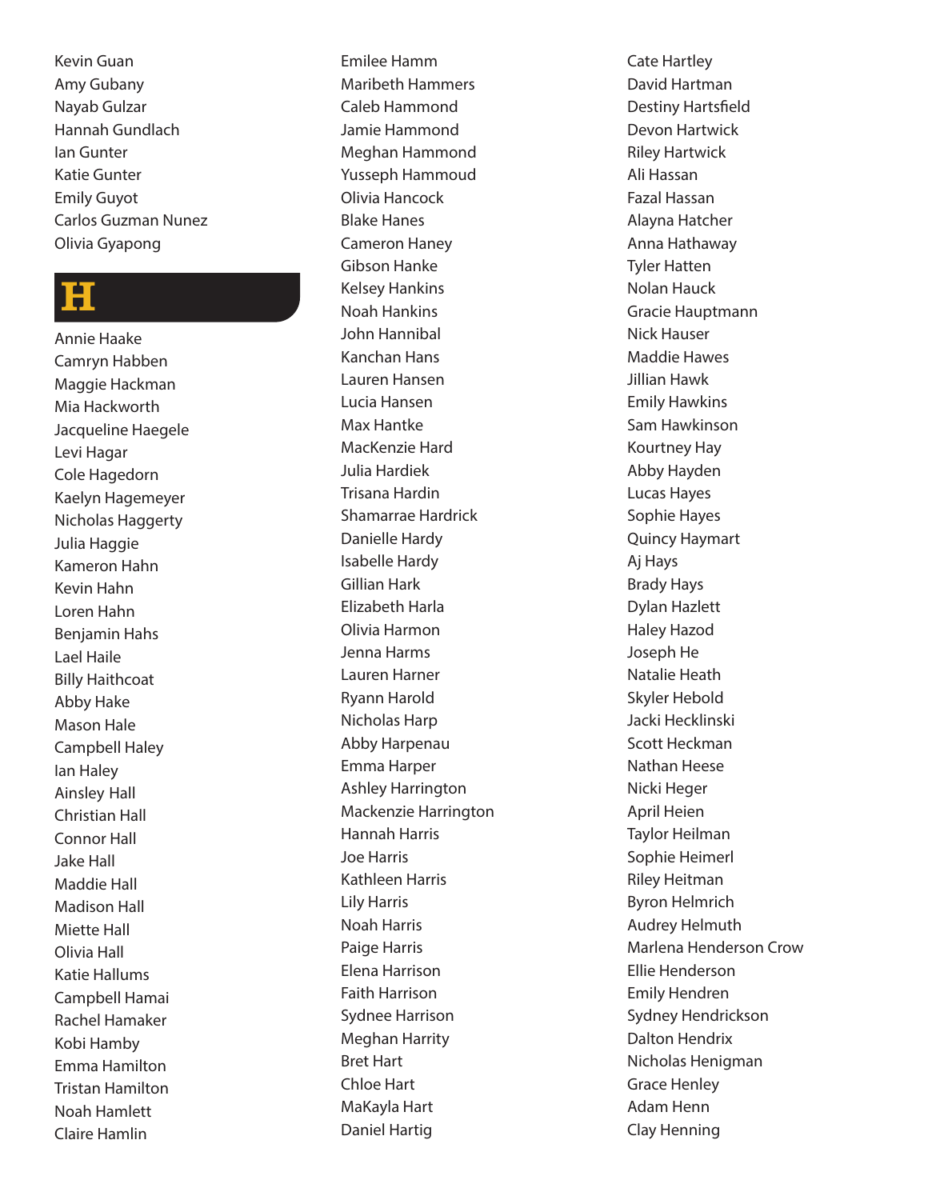Kevin Guan
Amy Gubany
Nayab Gulzar
Hannah Gundlach
Ian Gunter
Katie Gunter
Emily Guyot
Carlos Guzman Nunez
Olivia Gyapong

# H

Annie Haake
Camryn Habben
Maggie Hackman
Mia Hackworth
Jacqueline Haegele
Levi Hagar
Cole Hagedorn
Kaelyn Hagemeyer
Nicholas Haggerty
Julia Haggie
Kameron Hahn
Kevin Hahn
Loren Hahn
Benjamin Hahs
Lael Haile
Billy Haithcoat
Abby Hake
Mason Hale
Campbell Haley
Ian Haley
Ainsley Hall
Christian Hall
Connor Hall
Jake Hall
Maddie Hall
Madison Hall
Miette Hall
Olivia Hall
Katie Hallums
Campbell Hamai
Rachel Hamaker
Kobi Hamby
Emma Hamilton
Tristan Hamilton
Noah Hamlett
Claire Hamlin
Emilee Hamm
Maribeth Hammers
Caleb Hammond
Jamie Hammond
Meghan Hammond
Yusseph Hammoud
Olivia Hancock
Blake Hanes
Cameron Haney
Gibson Hanke
Kelsey Hankins
Noah Hankins
John Hannibal
Kanchan Hans
Lauren Hansen
Lucia Hansen
Max Hantke
MacKenzie Hard
Julia Hardiek
Trisana Hardin
Shamarrae Hardrick
Danielle Hardy
Isabelle Hardy
Gillian Hark
Elizabeth Harla
Olivia Harmon
Jenna Harms
Lauren Harner
Ryann Harold
Nicholas Harp
Abby Harpenau
Emma Harper
Ashley Harrington
Mackenzie Harrington
Hannah Harris
Joe Harris
Kathleen Harris
Lily Harris
Noah Harris
Paige Harris
Elena Harrison
Faith Harrison
Sydnee Harrison
Meghan Harrity
Bret Hart
Chloe Hart
MaKayla Hart
Daniel Hartig
Cate Hartley
David Hartman
Destiny Hartsfield
Devon Hartwick
Riley Hartwick
Ali Hassan
Fazal Hassan
Alayna Hatcher
Anna Hathaway
Tyler Hatten
Nolan Hauck
Gracie Hauptmann
Nick Hauser
Maddie Hawes
Jillian Hawk
Emily Hawkins
Sam Hawkinson
Kourtney Hay
Abby Hayden
Lucas Hayes
Sophie Hayes
Quincy Haymart
Aj Hays
Brady Hays
Dylan Hazlett
Haley Hazod
Joseph He
Natalie Heath
Skyler Hebold
Jacki Hecklinski
Scott Heckman
Nathan Heese
Nicki Heger
April Heien
Taylor Heilman
Sophie Heimerl
Riley Heitman
Byron Helmrich
Audrey Helmuth
Marlena Henderson Crow
Ellie Henderson
Emily Hendren
Sydney Hendrickson
Dalton Hendrix
Nicholas Henigman
Grace Henley
Adam Henn
Clay Henning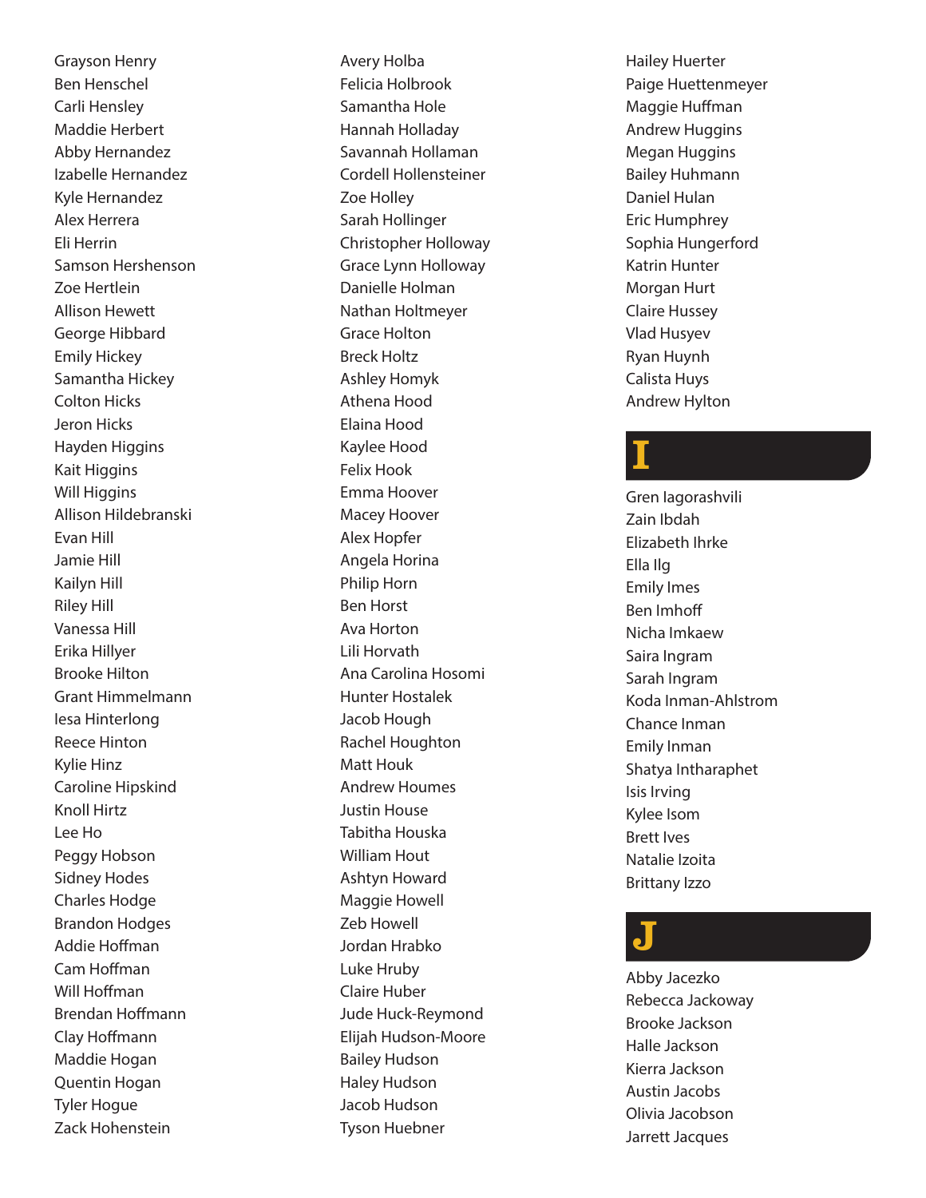Grayson Henry
Ben Henschel
Carli Hensley
Maddie Herbert
Abby Hernandez
Izabelle Hernandez
Kyle Hernandez
Alex Herrera
Eli Herrin
Samson Hershenson
Zoe Hertlein
Allison Hewett
George Hibbard
Emily Hickey
Samantha Hickey
Colton Hicks
Jeron Hicks
Hayden Higgins
Kait Higgins
Will Higgins
Allison Hildebranski
Evan Hill
Jamie Hill
Kailyn Hill
Riley Hill
Vanessa Hill
Erika Hillyer
Brooke Hilton
Grant Himmelmann
Iesa Hinterlong
Reece Hinton
Kylie Hinz
Caroline Hipskind
Knoll Hirtz
Lee Ho
Peggy Hobson
Sidney Hodes
Charles Hodge
Brandon Hodges
Addie Hoffman
Cam Hoffman
Will Hoffman
Brendan Hoffmann
Clay Hoffmann
Maddie Hogan
Quentin Hogan
Tyler Hogue
Zack Hohenstein

Avery Holba
Felicia Holbrook
Samantha Hole
Hannah Holladay
Savannah Hollaman
Cordell Hollensteiner
Zoe Holley
Sarah Hollinger
Christopher Holloway
Grace Lynn Holloway
Danielle Holman
Nathan Holtmeyer
Grace Holton
Breck Holtz
Ashley Homyk
Athena Hood
Elaina Hood
Kaylee Hood
Felix Hook
Emma Hoover
Macey Hoover
Alex Hopfer
Angela Horina
Philip Horn
Ben Horst
Ava Horton
Lili Horvath
Ana Carolina Hosomi
Hunter Hostalek
Jacob Hough
Rachel Houghton
Matt Houk
Andrew Houmes
Justin House
Tabitha Houska
William Hout
Ashtyn Howard
Maggie Howell
Zeb Howell
Jordan Hrabko
Luke Hruby
Claire Huber
Jude Huck-Reymond
Elijah Hudson-Moore
Bailey Hudson
Haley Hudson
Jacob Hudson
Tyson Huebner

Hailey Huerter
Paige Huettenmeyer
Maggie Huffman
Andrew Huggins
Megan Huggins
Bailey Huhmann
Daniel Hulan
Eric Humphrey
Sophia Hungerford
Katrin Hunter
Morgan Hurt
Claire Hussey
Vlad Husyev
Ryan Huynh
Calista Huys
Andrew Hylton

# I

Gren Iagorashvili
Zain Ibdah
Elizabeth Ihrke
Ella Ilg
Emily Imes
Ben Imhoff
Nicha Imkaew
Saira Ingram
Sarah Ingram
Koda Inman-Ahlstrom
Chance Inman
Emily Inman
Shatya Intharaphet
Isis Irving
Kylee Isom
Brett Ives
Natalie Izoita
Brittany Izzo

# J

Abby Jacezko
Rebecca Jackoway
Brooke Jackson
Halle Jackson
Kierra Jackson
Austin Jacobs
Olivia Jacobson
Jarrett Jacques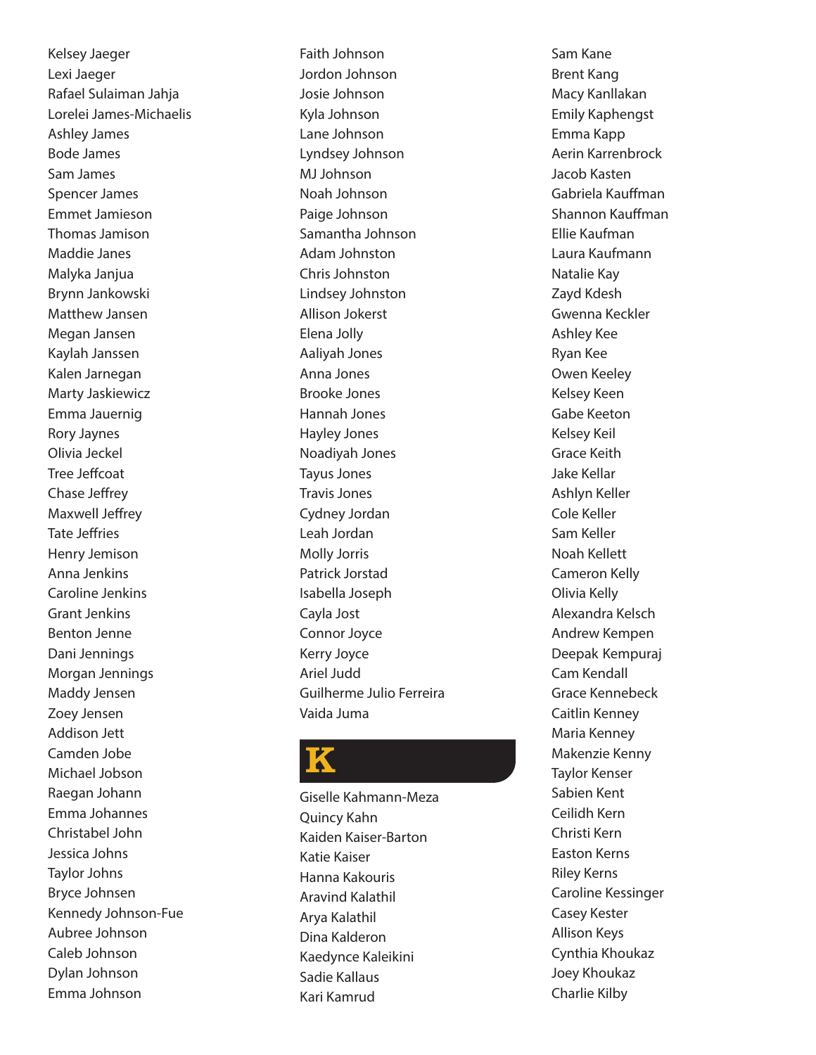Kelsey Jaeger
Lexi Jaeger
Rafael Sulaiman Jahja
Lorelei James-Michaelis
Ashley James
Bode James
Sam James
Spencer James
Emmet Jamieson
Thomas Jamison
Maddie Janes
Malyka Janjua
Brynn Jankowski
Matthew Jansen
Megan Jansen
Kaylah Janssen
Kalen Jarnegan
Marty Jaskiewicz
Emma Jauernig
Rory Jaynes
Olivia Jeckel
Tree Jeffcoat
Chase Jeffrey
Maxwell Jeffrey
Tate Jeffries
Henry Jemison
Anna Jenkins
Caroline Jenkins
Grant Jenkins
Benton Jenne
Dani Jennings
Morgan Jennings
Maddy Jensen
Zoey Jensen
Addison Jett
Camden Jobe
Michael Jobson
Raegan Johann
Emma Johannes
Christabel John
Jessica Johns
Taylor Johns
Bryce Johnsen
Kennedy Johnson-Fue
Aubree Johnson
Caleb Johnson
Dylan Johnson
Emma Johnson
Faith Johnson
Jordon Johnson
Josie Johnson
Kyla Johnson
Lane Johnson
Lyndsey Johnson
MJ Johnson
Noah Johnson
Paige Johnson
Samantha Johnson
Adam Johnston
Chris Johnston
Lindsey Johnston
Allison Jokerst
Elena Jolly
Aaliyah Jones
Anna Jones
Brooke Jones
Hannah Jones
Hayley Jones
Noadiyah Jones
Tayus Jones
Travis Jones
Cydney Jordan
Leah Jordan
Molly Jorris
Patrick Jorstad
Isabella Joseph
Cayla Jost
Connor Joyce
Kerry Joyce
Ariel Judd
Guilherme Julio Ferreira
Vaida Juma

# K

Giselle Kahmann-Meza
Quincy Kahn
Kaiden Kaiser-Barton
Katie Kaiser
Hanna Kakouris
Aravind Kalathil
Arya Kalathil
Dina Kalderon
Kaedynce Kaleikini
Sadie Kallaus
Kari Kamrud
Sam Kane
Brent Kang
Macy Kanllakan
Emily Kaphengst
Emma Kapp
Aerin Karrenbrock
Jacob Kasten
Gabriela Kauffman
Shannon Kauffman
Ellie Kaufman
Laura Kaufmann
Natalie Kay
Zayd Kdesh
Gwenna Keckler
Ashley Kee
Ryan Kee
Owen Keeley
Kelsey Keen
Gabe Keeton
Kelsey Keil
Grace Keith
Jake Kellar
Ashlyn Keller
Cole Keller
Sam Keller
Noah Kellett
Cameron Kelly
Olivia Kelly
Alexandra Kelsch
Andrew Kempen
Deepak Kempuraj
Cam Kendall
Grace Kennebeck
Caitlin Kenney
Maria Kenney
Makenzie Kenny
Taylor Kenser
Sabien Kent
Ceilidh Kern
Christi Kern
Easton Kerns
Riley Kerns
Caroline Kessinger
Casey Kester
Allison Keys
Cynthia Khoukaz
Joey Khoukaz
Charlie Kilby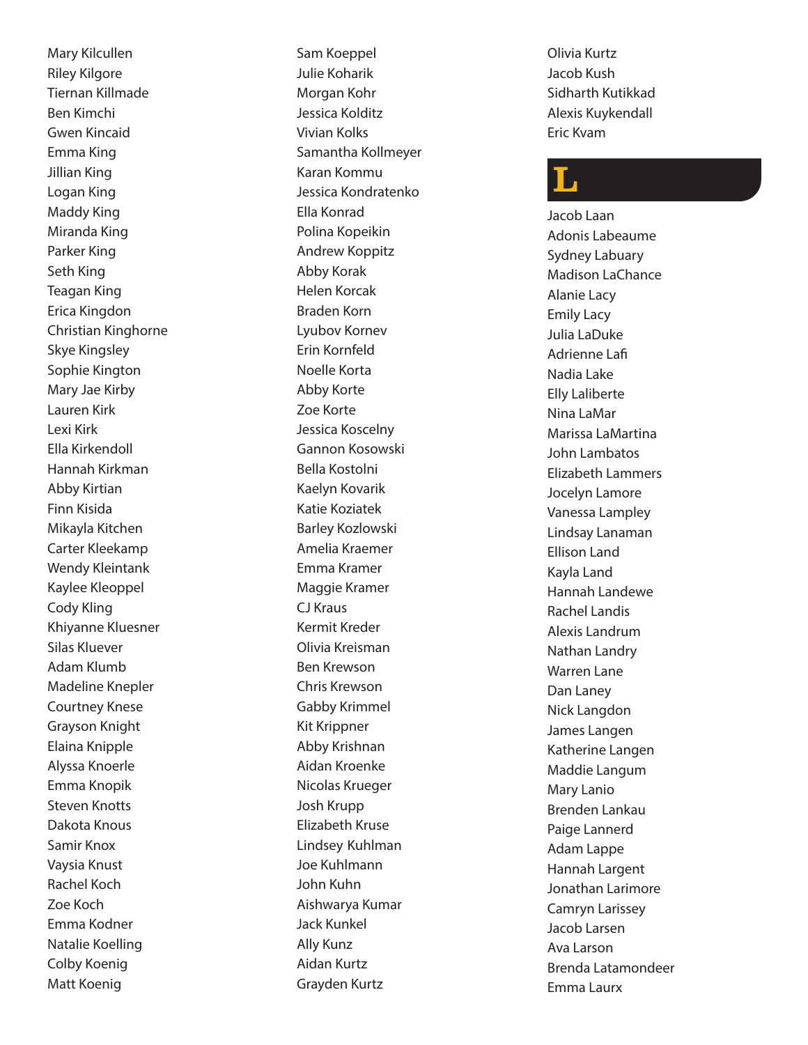Mary Kilcullen
Riley Kilgore
Tiernan Killmade
Ben Kimchi
Gwen Kincaid
Emma King
Jillian King
Logan King
Maddy King
Miranda King
Parker King
Seth King
Teagan King
Erica Kingdon
Christian Kinghorne
Skye Kingsley
Sophie Kington
Mary Jae Kirby
Lauren Kirk
Lexi Kirk
Ella Kirkendoll
Hannah Kirkman
Abby Kirtian
Finn Kisida
Mikayla Kitchen
Carter Kleekamp
Wendy Kleintank
Kaylee Kleoppel
Cody Kling
Khiyanne Kluesner
Silas Kluever
Adam Klumb
Madeline Knepler
Courtney Knese
Grayson Knight
Elaina Knipple
Alyssa Knoerle
Emma Knopik
Steven Knotts
Dakota Knous
Samir Knox
Vaysia Knust
Rachel Koch
Zoe Koch
Emma Kodner
Natalie Koelling
Colby Koenig
Matt Koenig
Sam Koeppel
Julie Koharik
Morgan Kohr
Jessica Kolditz
Vivian Kolks
Samantha Kollmeyer
Karan Kommu
Jessica Kondratenko
Ella Konrad
Polina Kopeikin
Andrew Koppitz
Abby Korak
Helen Korcak
Braden Korn
Lyubov Kornev
Erin Kornfeld
Noelle Korta
Abby Korte
Zoe Korte
Jessica Koscelny
Gannon Kosowski
Bella Kostolni
Kaelyn Kovarik
Katie Koziatek
Barley Kozlowski
Amelia Kraemer
Emma Kramer
Maggie Kramer
CJ Kraus
Kermit Kreder
Olivia Kreisman
Ben Krewson
Chris Krewson
Gabby Krimmel
Kit Krippner
Abby Krishnan
Aidan Kroenke
Nicolas Krueger
Josh Krupp
Elizabeth Kruse
Lindsey Kuhlman
Joe Kuhlmann
John Kuhn
Aishwarya Kumar
Jack Kunkel
Ally Kunz
Aidan Kurtz
Grayden Kurtz
Olivia Kurtz
Jacob Kush
Sidharth Kutikkad
Alexis Kuykendall
Eric Kvam

# L

Jacob Laan
Adonis Labeaume
Sydney Labuary
Madison LaChance
Alanie Lacy
Emily Lacy
Julia LaDuke
Adrienne Lafi
Nadia Lake
Elly Laliberte
Nina LaMar
Marissa LaMartina
John Lambatos
Elizabeth Lammers
Jocelyn Lamore
Vanessa Lampley
Lindsay Lanaman
Ellison Land
Kayla Land
Hannah Landewe
Rachel Landis
Alexis Landrum
Nathan Landry
Warren Lane
Dan Laney
Nick Langdon
James Langen
Katherine Langen
Maddie Langum
Mary Lanio
Brenden Lankau
Paige Lannerd
Adam Lappe
Hannah Largent
Jonathan Larimore
Camryn Larissey
Jacob Larsen
Ava Larson
Brenda Latamondeer
Emma Laurx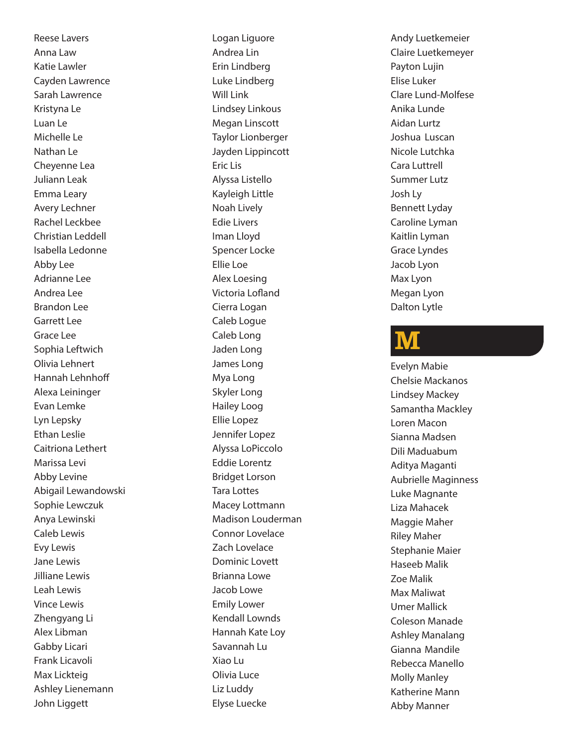Reese Lavers
Anna Law
Katie Lawler
Cayden Lawrence
Sarah Lawrence
Kristyna Le
Luan Le
Michelle Le
Nathan Le
Cheyenne Lea
Juliann Leak
Emma Leary
Avery Lechner
Rachel Leckbee
Christian Leddell
Isabella Ledonne
Abby Lee
Adrianne Lee
Andrea Lee
Brandon Lee
Garrett Lee
Grace Lee
Sophia Leftwich
Olivia Lehnert
Hannah Lehnhoff
Alexa Leininger
Evan Lemke
Lyn Lepsky
Ethan Leslie
Caitriona Lethert
Marissa Levi
Abby Levine
Abigail Lewandowski
Sophie Lewczuk
Anya Lewinski
Caleb Lewis
Evy Lewis
Jane Lewis
Jilliane Lewis
Leah Lewis
Vince Lewis
Zhengyang Li
Alex Libman
Gabby Licari
Frank Licavoli
Max Lickteig
Ashley Lienemann
John Liggett
Logan Liguore
Andrea Lin
Erin Lindberg
Luke Lindberg
Will Link
Lindsey Linkous
Megan Linscott
Taylor Lionberger
Jayden Lippincott
Eric Lis
Alyssa Listello
Kayleigh Little
Noah Lively
Edie Livers
Iman Lloyd
Spencer Locke
Ellie Loe
Alex Loesing
Victoria Lofland
Cierra Logan
Caleb Logue
Caleb Long
Jaden Long
James Long
Mya Long
Skyler Long
Hailey Loog
Ellie Lopez
Jennifer Lopez
Alyssa LoPiccolo
Eddie Lorentz
Bridget Lorson
Tara Lottes
Macey Lottmann
Madison Louderman
Connor Lovelace
Zach Lovelace
Dominic Lovett
Brianna Lowe
Jacob Lowe
Emily Lower
Kendall Lownds
Hannah Kate Loy
Savannah Lu
Xiao Lu
Olivia Luce
Liz Luddy
Elyse Luecke
Andy Luetkemeier
Claire Luetkemeyer
Payton Lujin
Elise Luker
Clare Lund-Molfese
Anika Lunde
Aidan Lurtz
Joshua Luscan
Nicole Lutchka
Cara Luttrell
Summer Lutz
Josh Ly
Bennett Lyday
Caroline Lyman
Kaitlin Lyman
Grace Lyndes
Jacob Lyon
Max Lyon
Megan Lyon
Dalton Lytle

# M

Evelyn Mabie
Chelsie Mackanos
Lindsey Mackey
Samantha Mackley
Loren Macon
Sianna Madsen
Dili Maduabum
Aditya Maganti
Aubrielle Maginness
Luke Magnante
Liza Mahacek
Maggie Maher
Riley Maher
Stephanie Maier
Haseeb Malik
Zoe Malik
Max Maliwat
Umer Mallick
Coleson Manade
Ashley Manalang
Gianna Mandile
Rebecca Manello
Molly Manley
Katherine Mann
Abby Manner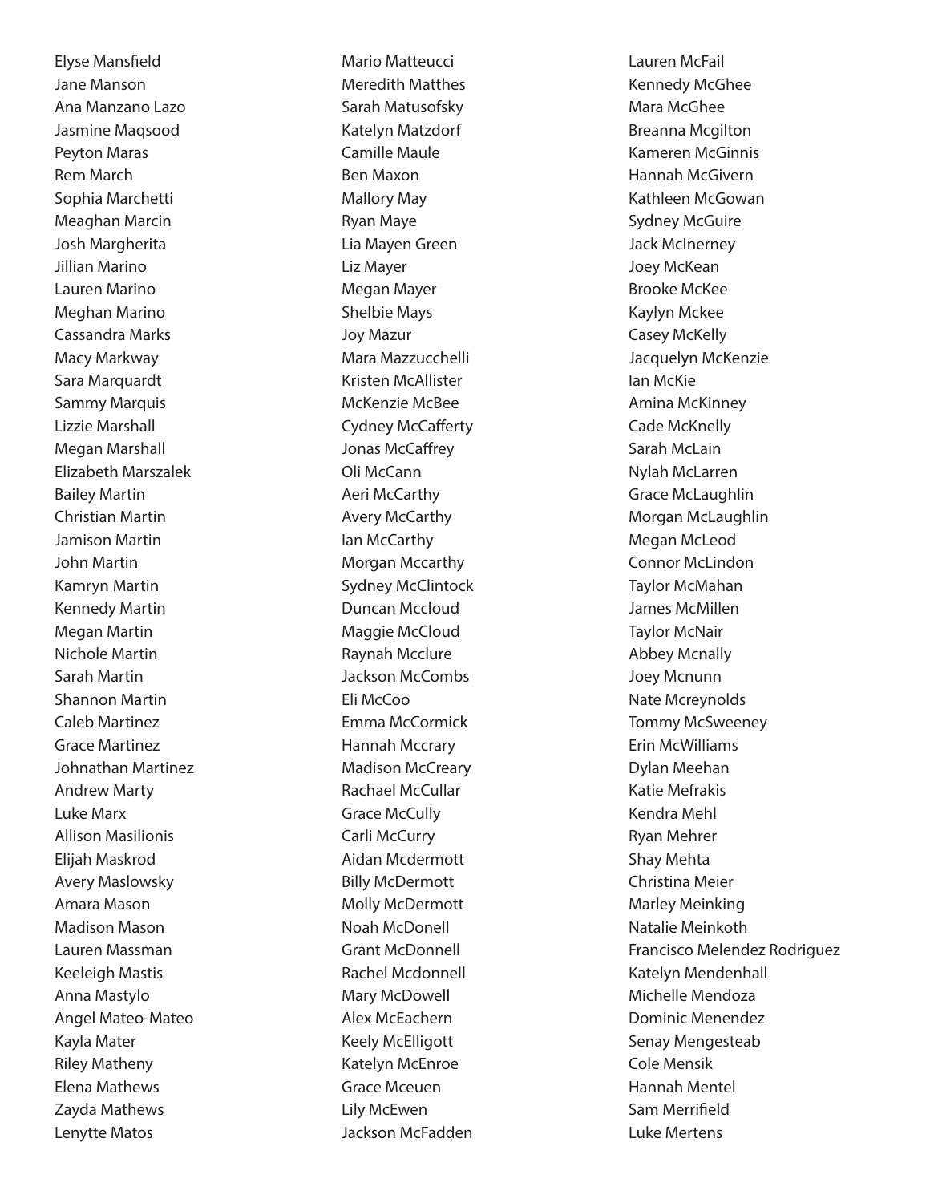Elyse Mansfield
Jane Manson
Ana Manzano Lazo
Jasmine Maqsood
Peyton Maras
Rem March
Sophia Marchetti
Meaghan Marcin
Josh Margherita
Jillian Marino
Lauren Marino
Meghan Marino
Cassandra Marks
Macy Markway
Sara Marquardt
Sammy Marquis
Lizzie Marshall
Megan Marshall
Elizabeth Marszalek
Bailey Martin
Christian Martin
Jamison Martin
John Martin
Kamryn Martin
Kennedy Martin
Megan Martin
Nichole Martin
Sarah Martin
Shannon Martin
Caleb Martinez
Grace Martinez
Johnathan Martinez
Andrew Marty
Luke Marx
Allison Masilionis
Elijah Maskrod
Avery Maslowsky
Amara Mason
Madison Mason
Lauren Massman
Keeleigh Mastis
Anna Mastylo
Angel Mateo-Mateo
Kayla Mater
Riley Matheny
Elena Mathews
Zayda Mathews
Lenytte Matos
Mario Matteucci
Meredith Matthes
Sarah Matusofsky
Katelyn Matzdorf
Camille Maule
Ben Maxon
Mallory May
Ryan Maye
Lia Mayen Green
Liz Mayer
Megan Mayer
Shelbie Mays
Joy Mazur
Mara Mazzucchelli
Kristen McAllister
McKenzie McBee
Cydney McCafferty
Jonas McCaffrey
Oli McCann
Aeri McCarthy
Avery McCarthy
Ian McCarthy
Morgan Mccarthy
Sydney McClintock
Duncan Mccloud
Maggie McCloud
Raynah Mcclure
Jackson McCombs
Eli McCoo
Emma McCormick
Hannah Mccrary
Madison McCreary
Rachael McCullar
Grace McCully
Carli McCurry
Aidan Mcdermott
Billy McDermott
Molly McDermott
Noah McDonell
Grant McDonnell
Rachel Mcdonnell
Mary McDowell
Alex McEachern
Keely McElligott
Katelyn McEnroe
Grace Mceuen
Lily McEwen
Jackson McFadden
Lauren McFail
Kennedy McGhee
Mara McGhee
Breanna Mcgilton
Kameren McGinnis
Hannah McGivern
Kathleen McGowan
Sydney McGuire
Jack McInerney
Joey McKean
Brooke McKee
Kaylyn Mckee
Casey McKelly
Jacquelyn McKenzie
Ian McKie
Amina McKinney
Cade McKnelly
Sarah McLain
Nylah McLarren
Grace McLaughlin
Morgan McLaughlin
Megan McLeod
Connor McLindon
Taylor McMahan
James McMillen
Taylor McNair
Abbey Mcnally
Joey Mcnunn
Nate Mcreynolds
Tommy McSweeney
Erin McWilliams
Dylan Meehan
Katie Mefrakis
Kendra Mehl
Ryan Mehrer
Shay Mehta
Christina Meier
Marley Meinking
Natalie Meinkoth
Francisco Melendez Rodriguez
Katelyn Mendenhall
Michelle Mendoza
Dominic Menendez
Senay Mengesteab
Cole Mensik
Hannah Mentel
Sam Merrifield
Luke Mertens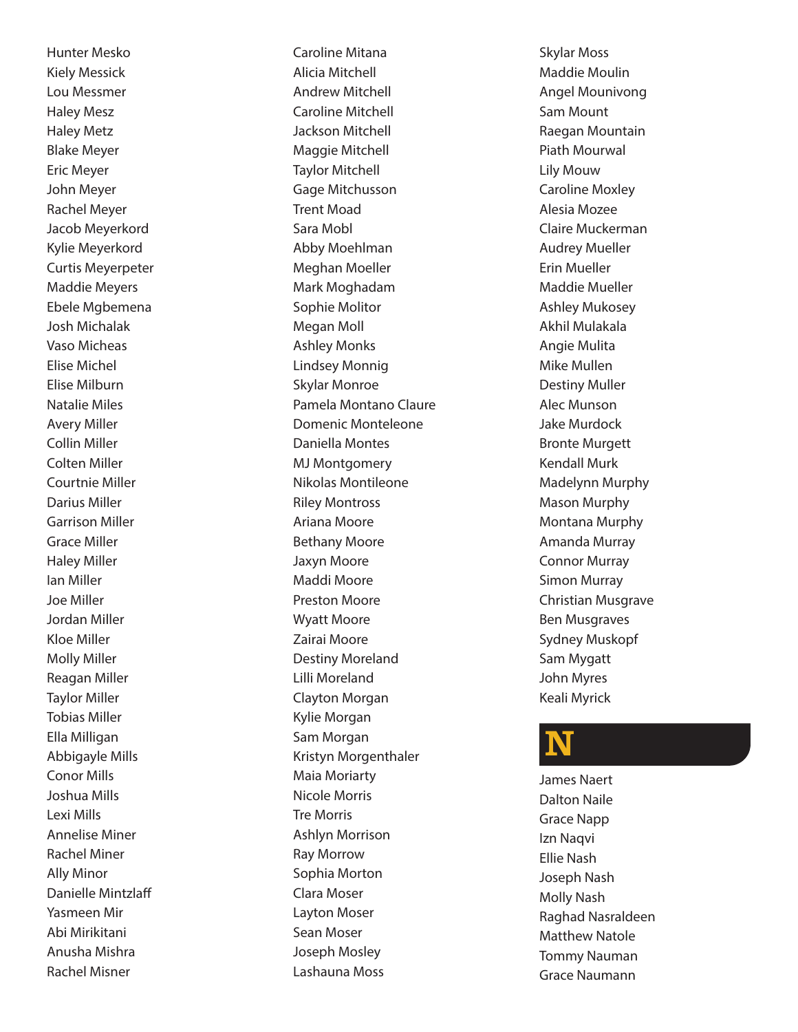Hunter Mesko
Kiely Messick
Lou Messmer
Haley Mesz
Haley Metz
Blake Meyer
Eric Meyer
John Meyer
Rachel Meyer
Jacob Meyerkord
Kylie Meyerkord
Curtis Meyerpeter
Maddie Meyers
Ebele Mgbemena
Josh Michalak
Vaso Micheas
Elise Michel
Elise Milburn
Natalie Miles
Avery Miller
Collin Miller
Colten Miller
Courtnie Miller
Darius Miller
Garrison Miller
Grace Miller
Haley Miller
Ian Miller
Joe Miller
Jordan Miller
Kloe Miller
Molly Miller
Reagan Miller
Taylor Miller
Tobias Miller
Ella Milligan
Abbigayle Mills
Conor Mills
Joshua Mills
Lexi Mills
Annelise Miner
Rachel Miner
Ally Minor
Danielle Mintzlaff
Yasmeen Mir
Abi Mirikitani
Anusha Mishra
Rachel Misner

Caroline Mitana
Alicia Mitchell
Andrew Mitchell
Caroline Mitchell
Jackson Mitchell
Maggie Mitchell
Taylor Mitchell
Gage Mitchusson
Trent Moad
Sara Mobl
Abby Moehlman
Meghan Moeller
Mark Moghadam
Sophie Molitor
Megan Moll
Ashley Monks
Lindsey Monnig
Skylar Monroe
Pamela Montano Claure
Domenic Monteleone
Daniella Montes
MJ Montgomery
Nikolas Montileone
Riley Montross
Ariana Moore
Bethany Moore
Jaxyn Moore
Maddi Moore
Preston Moore
Wyatt Moore
Zairai Moore
Destiny Moreland
Lilli Moreland
Clayton Morgan
Kylie Morgan
Sam Morgan
Kristyn Morgenthaler
Maia Moriarty
Nicole Morris
Tre Morris
Ashlyn Morrison
Ray Morrow
Sophia Morton
Clara Moser
Layton Moser
Sean Moser
Joseph Mosley
Lashauna Moss

Skylar Moss
Maddie Moulin
Angel Mounivong
Sam Mount
Raegan Mountain
Piath Mourwal
Lily Mouw
Caroline Moxley
Alesia Mozee
Claire Muckerman
Audrey Mueller
Erin Mueller
Maddie Mueller
Ashley Mukosey
Akhil Mulakala
Angie Mulita
Mike Mullen
Destiny Muller
Alec Munson
Jake Murdock
Bronte Murgett
Kendall Murk
Madelynn Murphy
Mason Murphy
Montana Murphy
Amanda Murray
Connor Murray
Simon Murray
Christian Musgrave
Ben Musgraves
Sydney Muskopf
Sam Mygatt
John Myres
Keali Myrick

# N

James Naert
Dalton Naile
Grace Napp
Izn Naqvi
Ellie Nash
Joseph Nash
Molly Nash
Raghad Nasraldeen
Matthew Natole
Tommy Nauman
Grace Naumann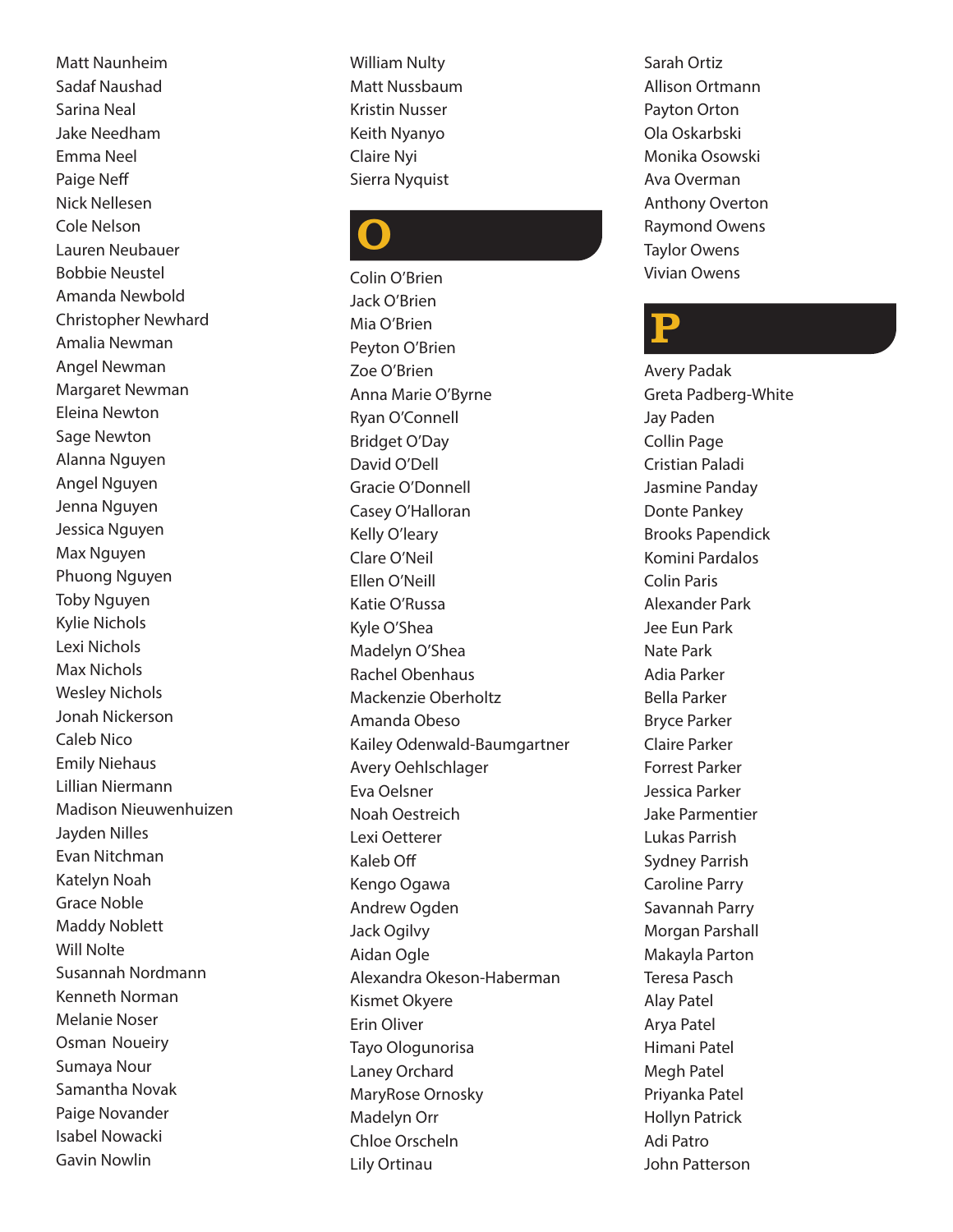Matt Naunheim
Sadaf Naushad
Sarina Neal
Jake Needham
Emma Neel
Paige Neff
Nick Nellesen
Cole Nelson
Lauren Neubauer
Bobbie Neustel
Amanda Newbold
Christopher Newhard
Amalia Newman
Angel Newman
Margaret Newman
Eleina Newton
Sage Newton
Alanna Nguyen
Angel Nguyen
Jenna Nguyen
Jessica Nguyen
Max Nguyen
Phuong Nguyen
Toby Nguyen
Kylie Nichols
Lexi Nichols
Max Nichols
Wesley Nichols
Jonah Nickerson
Caleb Nico
Emily Niehaus
Lillian Niermann
Madison Nieuwenhuizen
Jayden Nilles
Evan Nitchman
Katelyn Noah
Grace Noble
Maddy Noblett
Will Nolte
Susannah Nordmann
Kenneth Norman
Melanie Noser
Osman Noueiry
Sumaya Nour
Samantha Novak
Paige Novander
Isabel Nowacki
Gavin Nowlin
William Nulty
Matt Nussbaum
Kristin Nusser
Keith Nyanyo
Claire Nyi
Sierra Nyquist

# O

Colin O'Brien
Jack O'Brien
Mia O'Brien
Peyton O'Brien
Zoe O'Brien
Anna Marie O'Byrne
Ryan O'Connell
Bridget O'Day
David O'Dell
Gracie O'Donnell
Casey O'Halloran
Kelly O'leary
Clare O'Neil
Ellen O'Neill
Katie O'Russa
Kyle O'Shea
Madelyn O'Shea
Rachel Obenhaus
Mackenzie Oberholtz
Amanda Obeso
Kailey Odenwald-Baumgartner
Avery Oehlschlager
Eva Oelsner
Noah Oestreich
Lexi Oetterer
Kaleb Off
Kengo Ogawa
Andrew Ogden
Jack Ogilvy
Aidan Ogle
Alexandra Okeson-Haberman
Kismet Okyere
Erin Oliver
Tayo Ologunorisa
Laney Orchard
MaryRose Ornosky
Madelyn Orr
Chloe Orscheln
Lily Ortinau
Sarah Ortiz
Allison Ortmann
Payton Orton
Ola Oskarbski
Monika Osowski
Ava Overman
Anthony Overton
Raymond Owens
Taylor Owens
Vivian Owens

# P

Avery Padak
Greta Padberg-White
Jay Paden
Collin Page
Cristian Paladi
Jasmine Panday
Donte Pankey
Brooks Papendick
Komini Pardalos
Colin Paris
Alexander Park
Jee Eun Park
Nate Park
Adia Parker
Bella Parker
Bryce Parker
Claire Parker
Forrest Parker
Jessica Parker
Jake Parmentier
Lukas Parrish
Sydney Parrish
Caroline Parry
Savannah Parry
Morgan Parshall
Makayla Parton
Teresa Pasch
Alay Patel
Arya Patel
Himani Patel
Megh Patel
Priyanka Patel
Hollyn Patrick
Adi Patro
John Patterson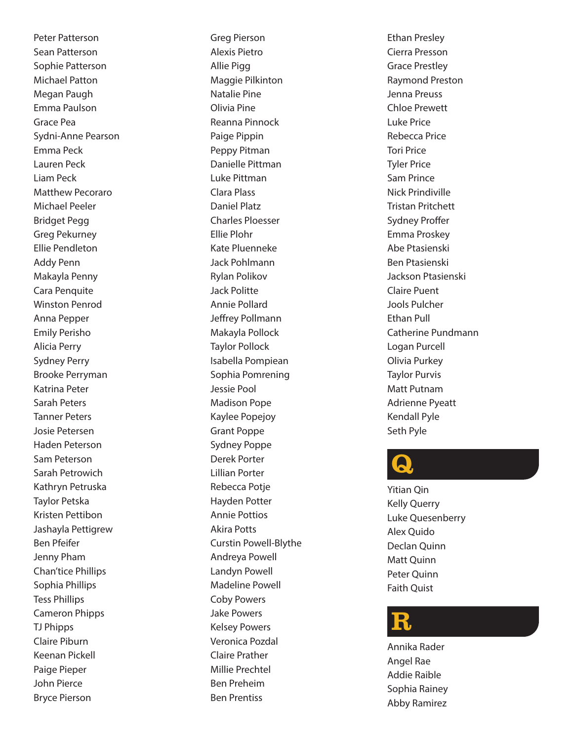Peter Patterson
Sean Patterson
Sophie Patterson
Michael Patton
Megan Paugh
Emma Paulson
Grace Pea
Sydni-Anne Pearson
Emma Peck
Lauren Peck
Liam Peck
Matthew Pecoraro
Michael Peeler
Bridget Pegg
Greg Pekurney
Ellie Pendleton
Addy Penn
Makayla Penny
Cara Penquite
Winston Penrod
Anna Pepper
Emily Perisho
Alicia Perry
Sydney Perry
Brooke Perryman
Katrina Peter
Sarah Peters
Tanner Peters
Josie Petersen
Haden Peterson
Sam Peterson
Sarah Petrowich
Kathryn Petruska
Taylor Petska
Kristen Pettibon
Jashayla Pettigrew
Ben Pfeifer
Jenny Pham
Chan'tice Phillips
Sophia Phillips
Tess Phillips
Cameron Phipps
TJ Phipps
Claire Piburn
Keenan Pickell
Paige Pieper
John Pierce
Bryce Pierson
Greg Pierson
Alexis Pietro
Allie Pigg
Maggie Pilkinton
Natalie Pine
Olivia Pine
Reanna Pinnock
Paige Pippin
Peppy Pitman
Danielle Pittman
Luke Pittman
Clara Plass
Daniel Platz
Charles Ploesser
Ellie Plohr
Kate Pluenneke
Jack Pohlmann
Rylan Polikov
Jack Politte
Annie Pollard
Jeffrey Pollmann
Makayla Pollock
Taylor Pollock
Isabella Pompiean
Sophia Pomrening
Jessie Pool
Madison Pope
Kaylee Popejoy
Grant Poppe
Sydney Poppe
Derek Porter
Lillian Porter
Rebecca Potje
Hayden Potter
Annie Pottios
Akira Potts
Curstin Powell-Blythe
Andreya Powell
Landyn Powell
Madeline Powell
Coby Powers
Jake Powers
Kelsey Powers
Veronica Pozdal
Claire Prather
Millie Prechtel
Ben Preheim
Ben Prentiss
Ethan Presley
Cierra Presson
Grace Prestley
Raymond Preston
Jenna Preuss
Chloe Prewett
Luke Price
Rebecca Price
Tori Price
Tyler Price
Sam Prince
Nick Prindiville
Tristan Pritchett
Sydney Proffer
Emma Proskey
Abe Ptasienski
Ben Ptasienski
Jackson Ptasienski
Claire Puent
Jools Pulcher
Ethan Pull
Catherine Pundmann
Logan Purcell
Olivia Purkey
Taylor Purvis
Matt Putnam
Adrienne Pyeatt
Kendall Pyle
Seth Pyle

# Q

Yitian Qin
Kelly Querry
Luke Quesenberry
Alex Quido
Declan Quinn
Matt Quinn
Peter Quinn
Faith Quist

# R

Annika Rader
Angel Rae
Addie Raible
Sophia Rainey
Abby Ramirez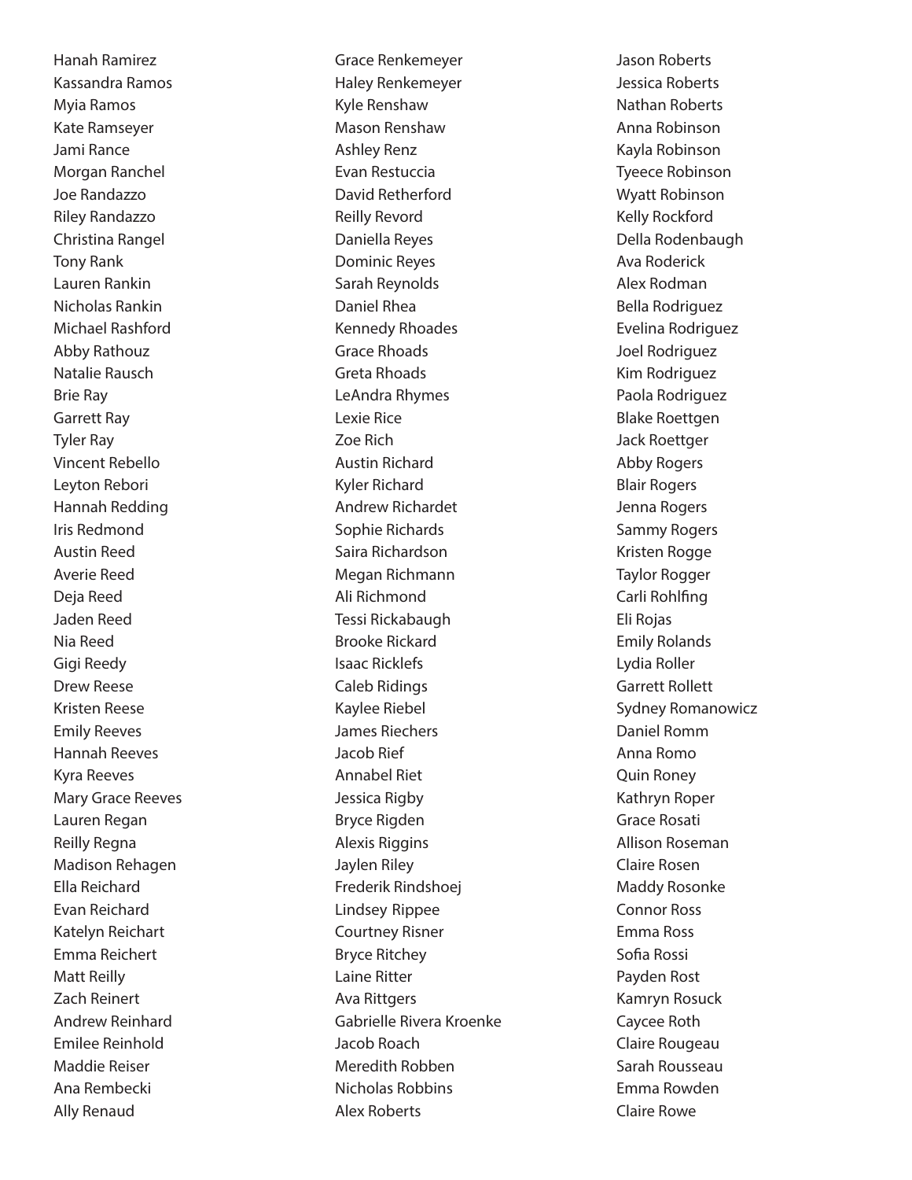Hanah Ramirez
Kassandra Ramos
Myia Ramos
Kate Ramseyer
Jami Rance
Morgan Ranchel
Joe Randazzo
Riley Randazzo
Christina Rangel
Tony Rank
Lauren Rankin
Nicholas Rankin
Michael Rashford
Abby Rathouz
Natalie Rausch
Brie Ray
Garrett Ray
Tyler Ray
Vincent Rebello
Leyton Rebori
Hannah Redding
Iris Redmond
Austin Reed
Averie Reed
Deja Reed
Jaden Reed
Nia Reed
Gigi Reedy
Drew Reese
Kristen Reese
Emily Reeves
Hannah Reeves
Kyra Reeves
Mary Grace Reeves
Lauren Regan
Reilly Regna
Madison Rehagen
Ella Reichard
Evan Reichard
Katelyn Reichart
Emma Reichert
Matt Reilly
Zach Reinert
Andrew Reinhard
Emilee Reinhold
Maddie Reiser
Ana Rembecki
Ally Renaud

Grace Renkemeyer
Haley Renkemeyer
Kyle Renshaw
Mason Renshaw
Ashley Renz
Evan Restuccia
David Retherford
Reilly Revord
Daniella Reyes
Dominic Reyes
Sarah Reynolds
Daniel Rhea
Kennedy Rhoades
Grace Rhoads
Greta Rhoads
LeAndra Rhymes
Lexie Rice
Zoe Rich
Austin Richard
Kyler Richard
Andrew Richardet
Sophie Richards
Saira Richardson
Megan Richmann
Ali Richmond
Tessi Rickabaugh
Brooke Rickard
Isaac Ricklefs
Caleb Ridings
Kaylee Riebel
James Riechers
Jacob Rief
Annabel Riet
Jessica Rigby
Bryce Rigden
Alexis Riggins
Jaylen Riley
Frederik Rindshoej
Lindsey Rippee
Courtney Risner
Bryce Ritchey
Laine Ritter
Ava Rittgers
Gabrielle Rivera Kroenke
Jacob Roach
Meredith Robben
Nicholas Robbins
Alex Roberts

Jason Roberts
Jessica Roberts
Nathan Roberts
Anna Robinson
Kayla Robinson
Tyeece Robinson
Wyatt Robinson
Kelly Rockford
Della Rodenbaugh
Ava Roderick
Alex Rodman
Bella Rodriguez
Evelina Rodriguez
Joel Rodriguez
Kim Rodriguez
Paola Rodriguez
Blake Roettgen
Jack Roettger
Abby Rogers
Blair Rogers
Jenna Rogers
Sammy Rogers
Kristen Rogge
Taylor Rogger
Carli Rohlfing
Eli Rojas
Emily Rolands
Lydia Roller
Garrett Rollett
Sydney Romanowicz
Daniel Romm
Anna Romo
Quin Roney
Kathryn Roper
Grace Rosati
Allison Roseman
Claire Rosen
Maddy Rosonke
Connor Ross
Emma Ross
Sofia Rossi
Payden Rost
Kamryn Rosuck
Caycee Roth
Claire Rougeau
Sarah Rousseau
Emma Rowden
Claire Rowe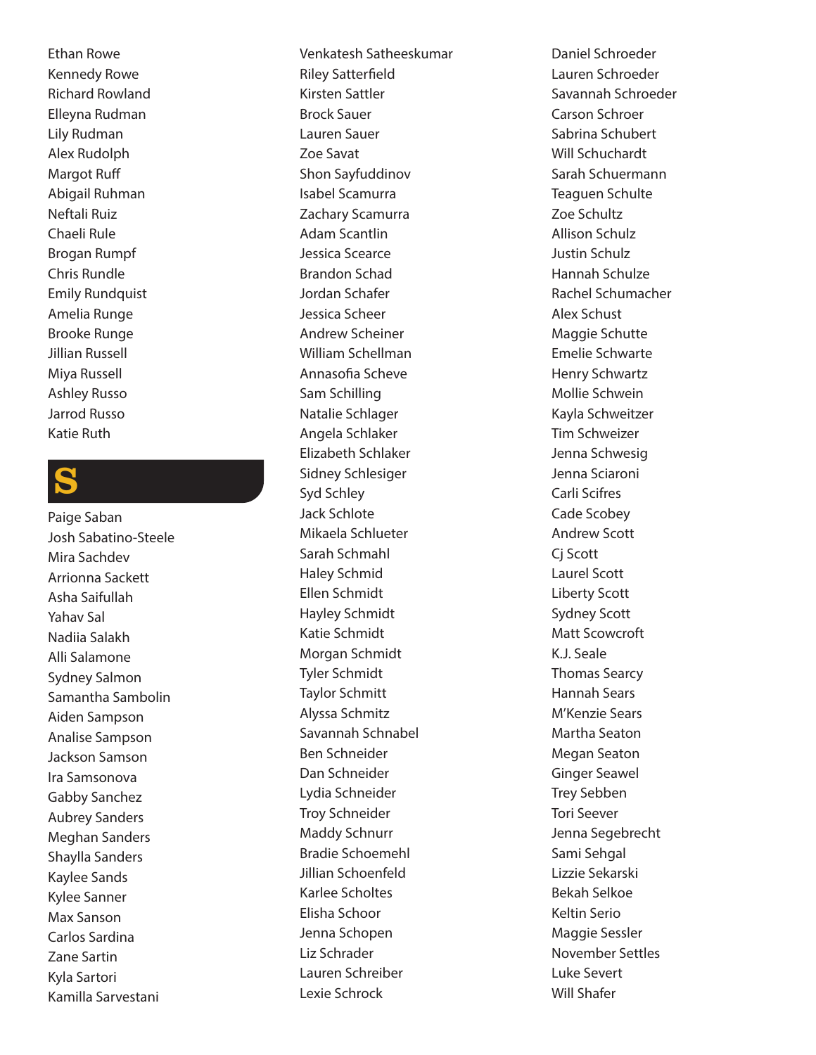Ethan Rowe
Kennedy Rowe
Richard Rowland
Elleyna Rudman
Lily Rudman
Alex Rudolph
Margot Ruff
Abigail Ruhman
Neftali Ruiz
Chaeli Rule
Brogan Rumpf
Chris Rundle
Emily Rundquist
Amelia Runge
Brooke Runge
Jillian Russell
Miya Russell
Ashley Russo
Jarrod Russo
Katie Ruth

## S

Paige Saban
Josh Sabatino-Steele
Mira Sachdev
Arrionna Sackett
Asha Saifullah
Yahav Sal
Nadiia Salakh
Alli Salamone
Sydney Salmon
Samantha Sambolin
Aiden Sampson
Analise Sampson
Jackson Samson
Ira Samsonova
Gabby Sanchez
Aubrey Sanders
Meghan Sanders
Shaylla Sanders
Kaylee Sands
Kylee Sanner
Max Sanson
Carlos Sardina
Zane Sartin
Kyla Sartori
Kamilla Sarvestani
Venkatesh Satheeskumar
Riley Satterfield
Kirsten Sattler
Brock Sauer
Lauren Sauer
Zoe Savat
Shon Sayfuddinov
Isabel Scamurra
Zachary Scamurra
Adam Scantlin
Jessica Scearce
Brandon Schad
Jordan Schafer
Jessica Scheer
Andrew Scheiner
William Schellman
Annasofia Scheve
Sam Schilling
Natalie Schlager
Angela Schlaker
Elizabeth Schlaker
Sidney Schlesiger
Syd Schley
Jack Schlote
Mikaela Schlueter
Sarah Schmahl
Haley Schmid
Ellen Schmidt
Hayley Schmidt
Katie Schmidt
Morgan Schmidt
Tyler Schmidt
Taylor Schmitt
Alyssa Schmitz
Savannah Schnabel
Ben Schneider
Dan Schneider
Lydia Schneider
Troy Schneider
Maddy Schnurr
Bradie Schoemehl
Jillian Schoenfeld
Karlee Scholtes
Elisha Schoor
Jenna Schopen
Liz Schrader
Lauren Schreiber
Lexie Schrock
Daniel Schroeder
Lauren Schroeder
Savannah Schroeder
Carson Schroer
Sabrina Schubert
Will Schuchardt
Sarah Schuermann
Teaguen Schulte
Zoe Schultz
Allison Schulz
Justin Schulz
Hannah Schulze
Rachel Schumacher
Alex Schust
Maggie Schutte
Emelie Schwarte
Henry Schwartz
Mollie Schwein
Kayla Schweitzer
Tim Schweizer
Jenna Schwesig
Jenna Sciaroni
Carli Scifres
Cade Scobey
Andrew Scott
Cj Scott
Laurel Scott
Liberty Scott
Sydney Scott
Matt Scowcroft
K.J. Seale
Thomas Searcy
Hannah Sears
M'Kenzie Sears
Martha Seaton
Megan Seaton
Ginger Seawel
Trey Sebben
Tori Seever
Jenna Segebrecht
Sami Sehgal
Lizzie Sekarski
Bekah Selkoe
Keltin Serio
Maggie Sessler
November Settles
Luke Severt
Will Shafer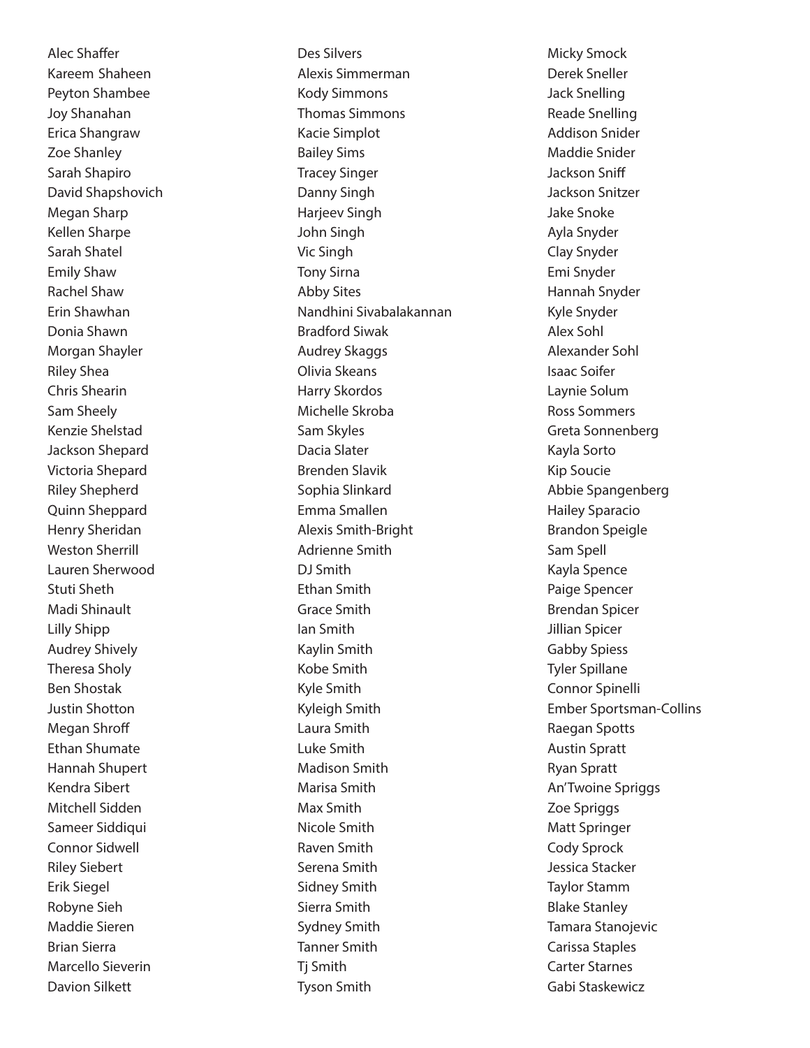Alec Shaffer
Kareem Shaheen
Peyton Shambee
Joy Shanahan
Erica Shangraw
Zoe Shanley
Sarah Shapiro
David Shapshovich
Megan Sharp
Kellen Sharpe
Sarah Shatel
Emily Shaw
Rachel Shaw
Erin Shawhan
Donia Shawn
Morgan Shayler
Riley Shea
Chris Shearin
Sam Sheely
Kenzie Shelstad
Jackson Shepard
Victoria Shepard
Riley Shepherd
Quinn Sheppard
Henry Sheridan
Weston Sherrill
Lauren Sherwood
Stuti Sheth
Madi Shinault
Lilly Shipp
Audrey Shively
Theresa Sholy
Ben Shostak
Justin Shotton
Megan Shroff
Ethan Shumate
Hannah Shupert
Kendra Sibert
Mitchell Sidden
Sameer Siddiqui
Connor Sidwell
Riley Siebert
Erik Siegel
Robyne Sieh
Maddie Sieren
Brian Sierra
Marcello Sieverin
Davion Silkett
Des Silvers
Alexis Simmerman
Kody Simmons
Thomas Simmons
Kacie Simplot
Bailey Sims
Tracey Singer
Danny Singh
Harjeev Singh
John Singh
Vic Singh
Tony Sirna
Abby Sites
Nandhini Sivabalakannan
Bradford Siwak
Audrey Skaggs
Olivia Skeans
Harry Skordos
Michelle Skroba
Sam Skyles
Dacia Slater
Brenden Slavik
Sophia Slinkard
Emma Smallen
Alexis Smith-Bright
Adrienne Smith
DJ Smith
Ethan Smith
Grace Smith
Ian Smith
Kaylin Smith
Kobe Smith
Kyle Smith
Kyleigh Smith
Laura Smith
Luke Smith
Madison Smith
Marisa Smith
Max Smith
Nicole Smith
Raven Smith
Serena Smith
Sidney Smith
Sierra Smith
Sydney Smith
Tanner Smith
Tj Smith
Tyson Smith
Micky Smock
Derek Sneller
Jack Snelling
Reade Snelling
Addison Snider
Maddie Snider
Jackson Sniff
Jackson Snitzer
Jake Snoke
Ayla Snyder
Clay Snyder
Emi Snyder
Hannah Snyder
Kyle Snyder
Alex Sohl
Alexander Sohl
Isaac Soifer
Laynie Solum
Ross Sommers
Greta Sonnenberg
Kayla Sorto
Kip Soucie
Abbie Spangenberg
Hailey Sparacio
Brandon Speigle
Sam Spell
Kayla Spence
Paige Spencer
Brendan Spicer
Jillian Spicer
Gabby Spiess
Tyler Spillane
Connor Spinelli
Ember Sportsman-Collins
Raegan Spotts
Austin Spratt
Ryan Spratt
An'Twoine Spriggs
Zoe Spriggs
Matt Springer
Cody Sprock
Jessica Stacker
Taylor Stamm
Blake Stanley
Tamara Stanojevic
Carissa Staples
Carter Starnes
Gabi Staskewicz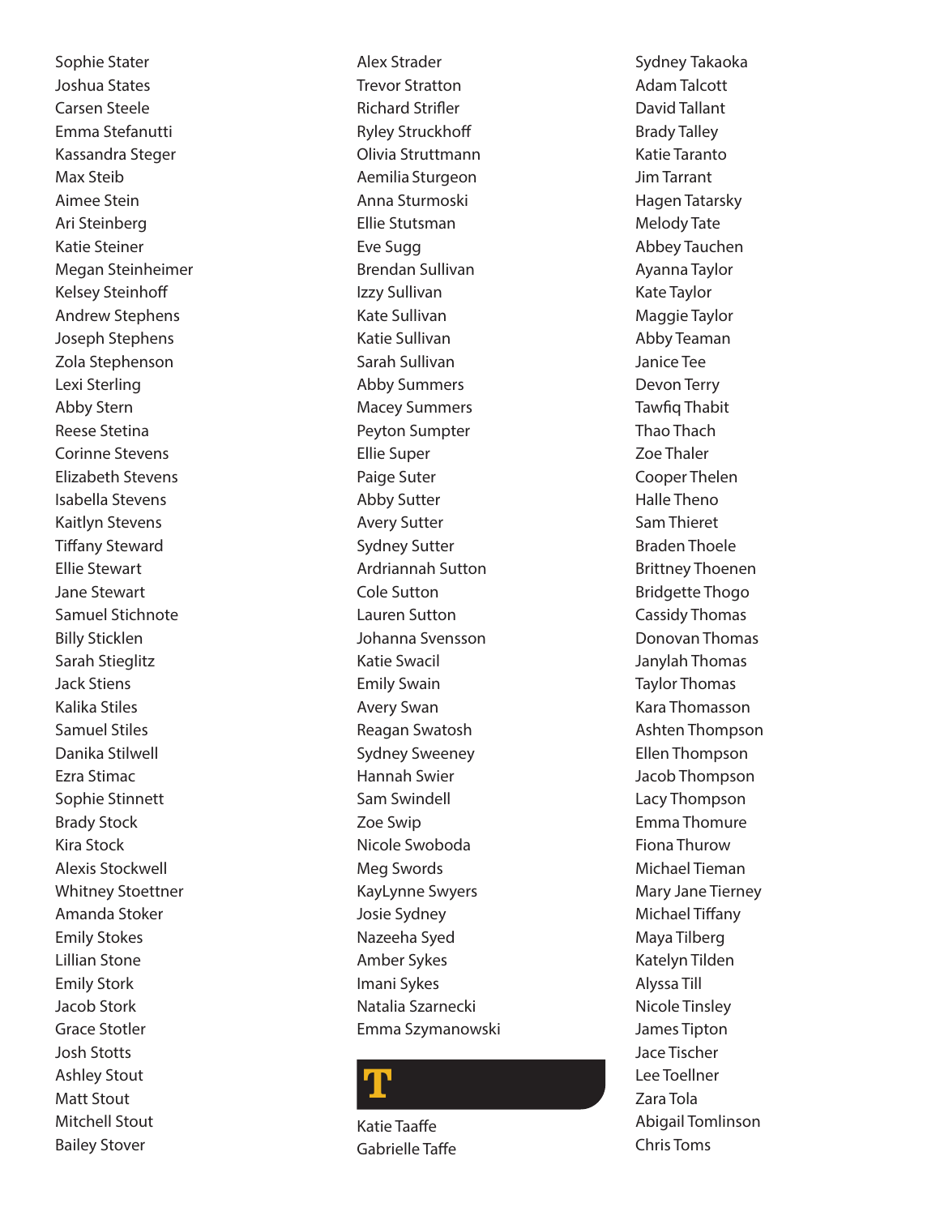Sophie Stater
Joshua States
Carsen Steele
Emma Stefanutti
Kassandra Steger
Max Steib
Aimee Stein
Ari Steinberg
Katie Steiner
Megan Steinheimer
Kelsey Steinhoff
Andrew Stephens
Joseph Stephens
Zola Stephenson
Lexi Sterling
Abby Stern
Reese Stetina
Corinne Stevens
Elizabeth Stevens
Isabella Stevens
Kaitlyn Stevens
Tiffany Steward
Ellie Stewart
Jane Stewart
Samuel Stichnote
Billy Sticklen
Sarah Stieglitz
Jack Stiens
Kalika Stiles
Samuel Stiles
Danika Stilwell
Ezra Stimac
Sophie Stinnett
Brady Stock
Kira Stock
Alexis Stockwell
Whitney Stoettner
Amanda Stoker
Emily Stokes
Lillian Stone
Emily Stork
Jacob Stork
Grace Stotler
Josh Stotts
Ashley Stout
Matt Stout
Mitchell Stout
Bailey Stover

Alex Strader
Trevor Stratton
Richard Strifler
Ryley Struckhoff
Olivia Struttmann
Aemilia Sturgeon
Anna Sturmoski
Ellie Stutsman
Eve Sugg
Brendan Sullivan
Izzy Sullivan
Kate Sullivan
Katie Sullivan
Sarah Sullivan
Abby Summers
Macey Summers
Peyton Sumpter
Ellie Super
Paige Suter
Abby Sutter
Avery Sutter
Sydney Sutter
Ardriannah Sutton
Cole Sutton
Lauren Sutton
Johanna Svensson
Katie Swacil
Emily Swain
Avery Swan
Reagan Swatosh
Sydney Sweeney
Hannah Swier
Sam Swindell
Zoe Swip
Nicole Swoboda
Meg Swords
KayLynne Swyers
Josie Sydney
Nazeeha Syed
Amber Sykes
Imani Sykes
Natalia Szarnecki
Emma Szymanowski

# T

Katie Taaffe
Gabrielle Taffe
Sydney Takaoka
Adam Talcott
David Tallant
Brady Talley
Katie Taranto
Jim Tarrant
Hagen Tatarsky
Melody Tate
Abbey Tauchen
Ayanna Taylor
Kate Taylor
Maggie Taylor
Abby Teaman
Janice Tee
Devon Terry
Tawfiq Thabit
Thao Thach
Zoe Thaler
Cooper Thelen
Halle Theno
Sam Thieret
Braden Thoele
Brittney Thoenen
Bridgette Thogo
Cassidy Thomas
Donovan Thomas
Janylah Thomas
Taylor Thomas
Kara Thomasson
Ashten Thompson
Ellen Thompson
Jacob Thompson
Lacy Thompson
Emma Thomure
Fiona Thurow
Michael Tieman
Mary Jane Tierney
Michael Tiffany
Maya Tilberg
Katelyn Tilden
Alyssa Till
Nicole Tinsley
James Tipton
Jace Tischer
Lee Toellner
Zara Tola
Abigail Tomlinson
Chris Toms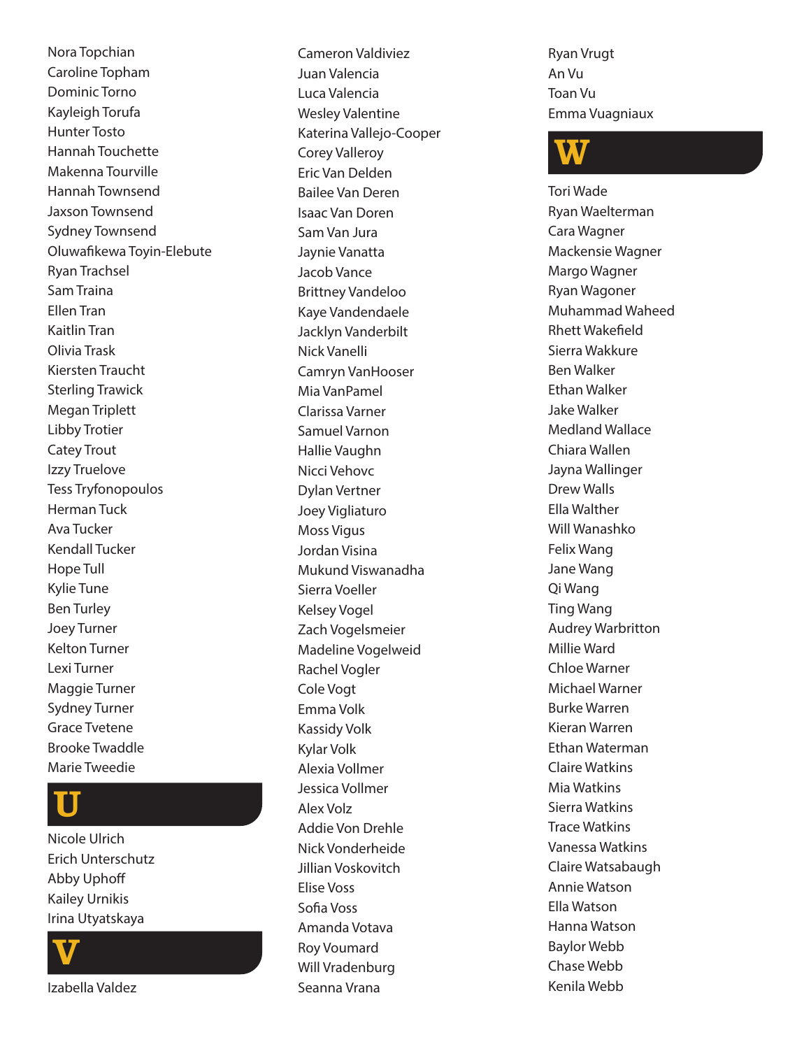Nora Topchian
Caroline Topham
Dominic Torno
Kayleigh Torufa
Hunter Tosto
Hannah Touchette
Makenna Tourville
Hannah Townsend
Jaxson Townsend
Sydney Townsend
Oluwafikewa Toyin-Elebute
Ryan Trachsel
Sam Traina
Ellen Tran
Kaitlin Tran
Olivia Trask
Kiersten Traucht
Sterling Trawick
Megan Triplett
Libby Trotier
Catey Trout
Izzy Truelove
Tess Tryfonopoulos
Herman Tuck
Ava Tucker
Kendall Tucker
Hope Tull
Kylie Tune
Ben Turley
Joey Turner
Kelton Turner
Lexi Turner
Maggie Turner
Sydney Turner
Grace Tvetene
Brooke Twaddle
Marie Tweedie

## U

Nicole Ulrich
Erich Unterschutz
Abby Uphoff
Kailey Urnikis
Irina Utyatskaya

## V

Izabella Valdez
Cameron Valdiviez
Juan Valencia
Luca Valencia
Wesley Valentine
Katerina Vallejo-Cooper
Corey Valleroy
Eric Van Delden
Bailee Van Deren
Isaac Van Doren
Sam Van Jura
Jaynie Vanatta
Jacob Vance
Brittney Vandeloo
Kaye Vandendaele
Jacklyn Vanderbilt
Nick Vanelli
Camryn VanHooser
Mia VanPamel
Clarissa Varner
Samuel Varnon
Hallie Vaughn
Nicci Vehovc
Dylan Vertner
Joey Vigliaturo
Moss Vigus
Jordan Visina
Mukund Viswanadha
Sierra Voeller
Kelsey Vogel
Zach Vogelsmeier
Madeline Vogelweid
Rachel Vogler
Cole Vogt
Emma Volk
Kassidy Volk
Kylar Volk
Alexia Vollmer
Jessica Vollmer
Alex Volz
Addie Von Drehle
Nick Vonderheide
Jillian Voskovitch
Elise Voss
Sofia Voss
Amanda Votava
Roy Voumard
Will Vradenburg
Seanna Vrana
Ryan Vrugt
An Vu
Toan Vu
Emma Vuagniaux

## W

Tori Wade
Ryan Waelterman
Cara Wagner
Mackensie Wagner
Margo Wagner
Ryan Wagoner
Muhammad Waheed
Rhett Wakefield
Sierra Wakkure
Ben Walker
Ethan Walker
Jake Walker
Medland Wallace
Chiara Wallen
Jayna Wallinger
Drew Walls
Ella Walther
Will Wanashko
Felix Wang
Jane Wang
Qi Wang
Ting Wang
Audrey Warbritton
Millie Ward
Chloe Warner
Michael Warner
Burke Warren
Kieran Warren
Ethan Waterman
Claire Watkins
Mia Watkins
Sierra Watkins
Trace Watkins
Vanessa Watkins
Claire Watsabaugh
Annie Watson
Ella Watson
Hanna Watson
Baylor Webb
Chase Webb
Kenila Webb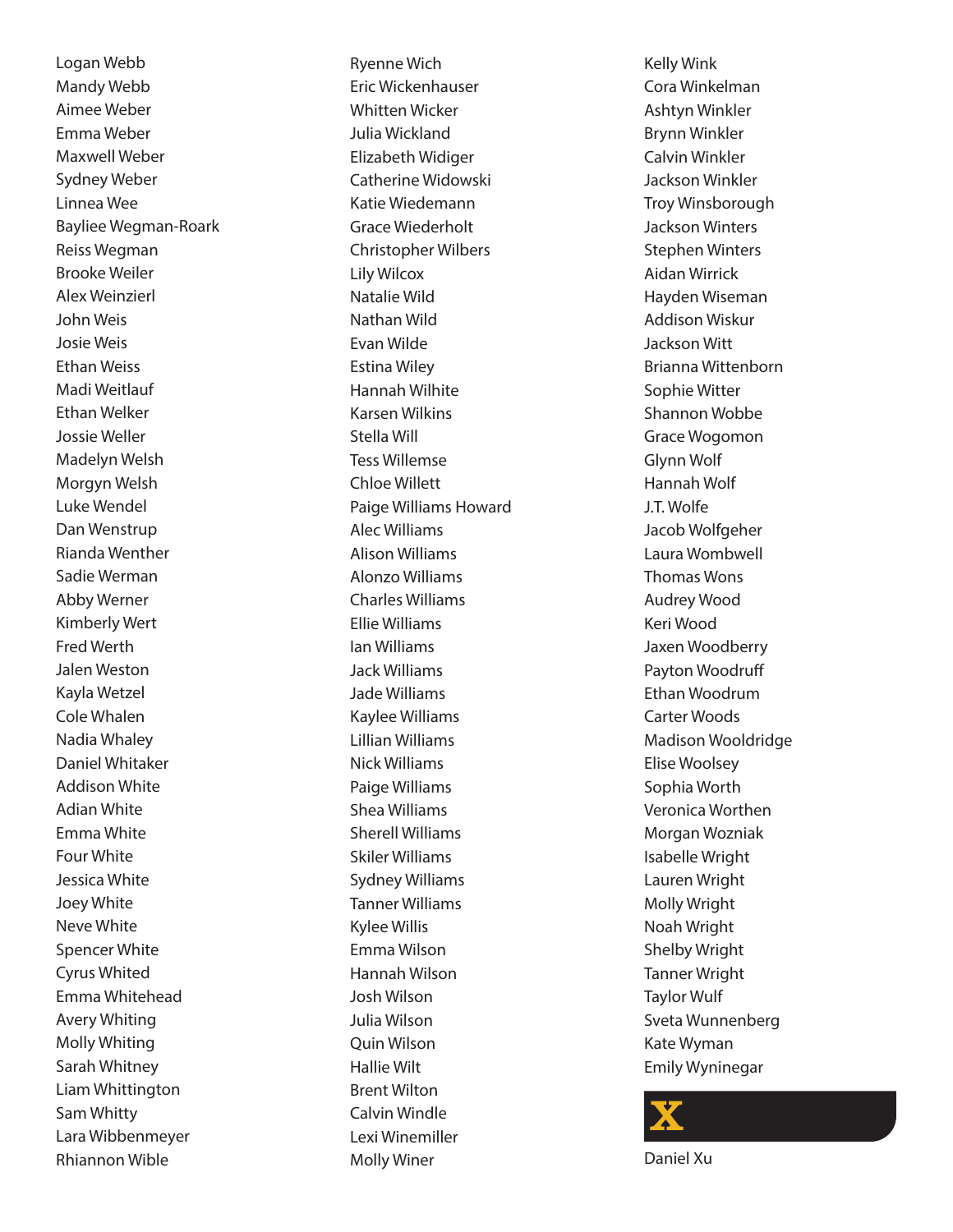Logan Webb
Mandy Webb
Aimee Weber
Emma Weber
Maxwell Weber
Sydney Weber
Linnea Wee
Bayliee Wegman-Roark
Reiss Wegman
Brooke Weiler
Alex Weinzierl
John Weis
Josie Weis
Ethan Weiss
Madi Weitlauf
Ethan Welker
Jossie Weller
Madelyn Welsh
Morgyn Welsh
Luke Wendel
Dan Wenstrup
Rianda Wenther
Sadie Werman
Abby Werner
Kimberly Wert
Fred Werth
Jalen Weston
Kayla Wetzel
Cole Whalen
Nadia Whaley
Daniel Whitaker
Addison White
Adian White
Emma White
Four White
Jessica White
Joey White
Neve White
Spencer White
Cyrus Whited
Emma Whitehead
Avery Whiting
Molly Whiting
Sarah Whitney
Liam Whittington
Sam Whitty
Lara Wibbenmeyer
Rhiannon Wible

Ryenne Wich
Eric Wickenhauser
Whitten Wicker
Julia Wickland
Elizabeth Widiger
Catherine Widowski
Katie Wiedemann
Grace Wiederholt
Christopher Wilbers
Lily Wilcox
Natalie Wild
Nathan Wild
Evan Wilde
Estina Wiley
Hannah Wilhite
Karsen Wilkins
Stella Will
Tess Willemse
Chloe Willett
Paige Williams Howard
Alec Williams
Alison Williams
Alonzo Williams
Charles Williams
Ellie Williams
Ian Williams
Jack Williams
Jade Williams
Kaylee Williams
Lillian Williams
Nick Williams
Paige Williams
Shea Williams
Sherell Williams
Skiler Williams
Sydney Williams
Tanner Williams
Kylee Willis
Emma Wilson
Hannah Wilson
Josh Wilson
Julia Wilson
Quin Wilson
Hallie Wilt
Brent Wilton
Calvin Windle
Lexi Winemiller
Molly Winer

Kelly Wink
Cora Winkelman
Ashtyn Winkler
Brynn Winkler
Calvin Winkler
Jackson Winkler
Troy Winsborough
Jackson Winters
Stephen Winters
Aidan Wirrick
Hayden Wiseman
Addison Wiskur
Jackson Witt
Brianna Wittenborn
Sophie Witter
Shannon Wobbe
Grace Wogomon
Glynn Wolf
Hannah Wolf
J.T. Wolfe
Jacob Wolfgeher
Laura Wombwell
Thomas Wons
Audrey Wood
Keri Wood
Jaxen Woodberry
Payton Woodruff
Ethan Woodrum
Carter Woods
Madison Wooldridge
Elise Woolsey
Sophia Worth
Veronica Worthen
Morgan Wozniak
Isabelle Wright
Lauren Wright
Molly Wright
Noah Wright
Shelby Wright
Tanner Wright
Taylor Wulf
Sveta Wunnenberg
Kate Wyman
Emily Wyninegar

## X

Daniel Xu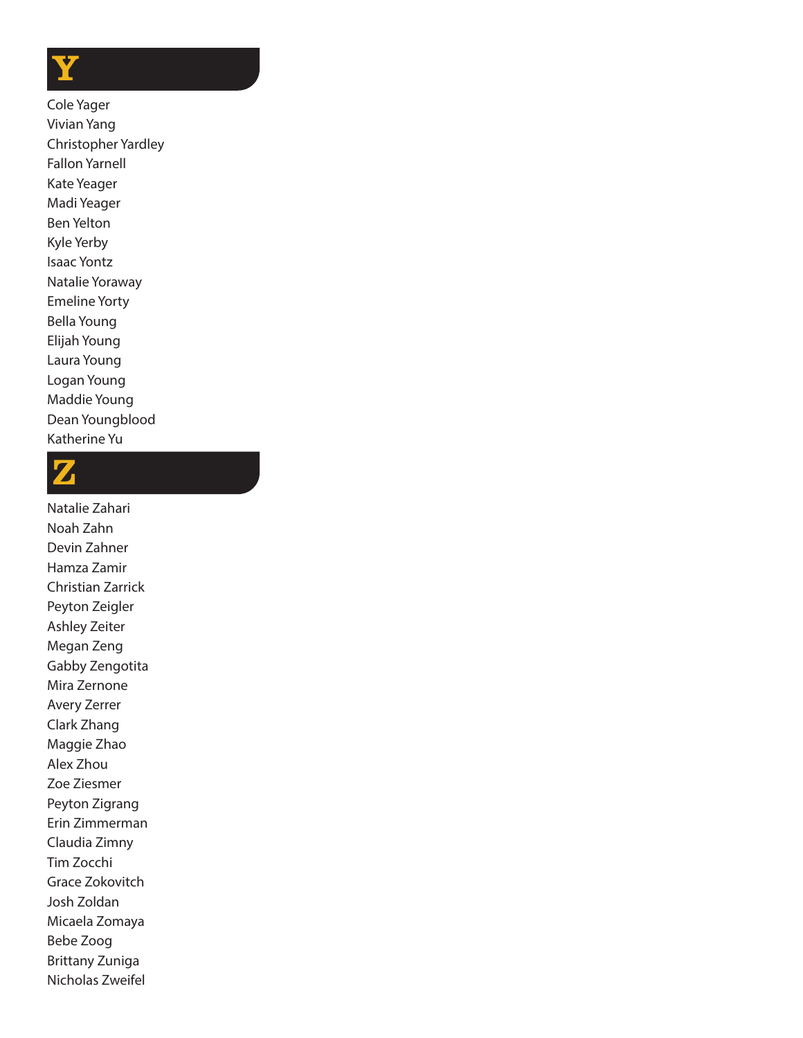# Y

Cole Yager
Vivian Yang
Christopher Yardley
Fallon Yarnell
Kate Yeager
Madi Yeager
Ben Yelton
Kyle Yerby
Isaac Yontz
Natalie Yoraway
Emeline Yorty
Bella Young
Elijah Young
Laura Young
Logan Young
Maddie Young
Dean Youngblood
Katherine Yu

# Z

Natalie Zahari
Noah Zahn
Devin Zahner
Hamza Zamir
Christian Zarrick
Peyton Zeigler
Ashley Zeiter
Megan Zeng
Gabby Zengotita
Mira Zernone
Avery Zerrer
Clark Zhang
Maggie Zhao
Alex Zhou
Zoe Ziesmer
Peyton Zigrang
Erin Zimmerman
Claudia Zimny
Tim Zocchi
Grace Zokovitch
Josh Zoldan
Micaela Zomaya
Bebe Zoog
Brittany Zuniga
Nicholas Zweifel